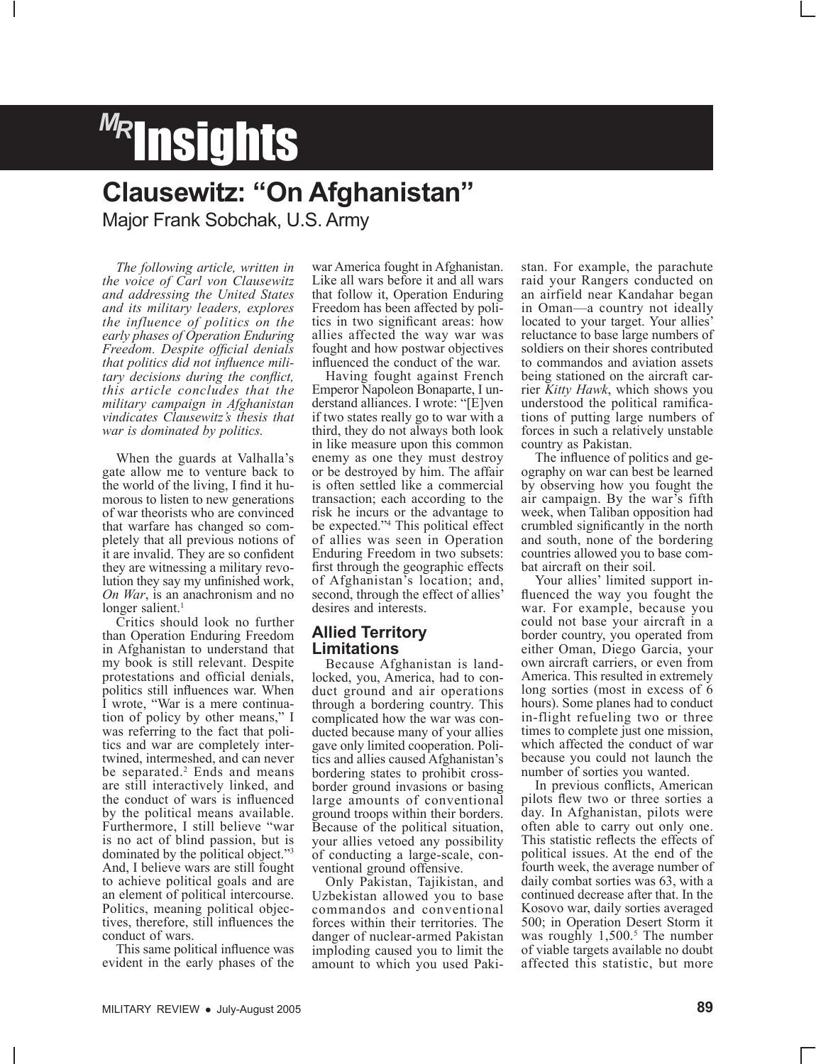# MR Insights

## Clausewitz: "On Afghanistan"

Major Frank Sobchak, U.S. Army

*The following article, written in the voice of Carl von Clausewitz and addressing the United States and its military leaders, explores the influence of politics on the early phases of Operation Enduring Freedom. Despite official denials that politics did not influence military decisions during the conflict, this article concludes that the military campaign in Afghanistan vindicates Clausewitz's thesis that war is dominated by politics.*

When the guards at Valhalla's gate allow me to venture back to the world of the living, I find it humorous to listen to new generations of war theorists who are convinced that warfare has changed so completely that all previous notions of it are invalid. They are so confident they are witnessing a military revolution they say my unfinished work, *On War*, is an anachronism and no longer salient.[1]

Critics should look no further than Operation Enduring Freedom in Afghanistan to understand that my book is still relevant. Despite protestations and official denials, politics still influences war. When I wrote, "War is a mere continuation of policy by other means," I was referring to the fact that politics and war are completely intertwined, intermeshed, and can never be separated.[2] Ends and means are still interactively linked, and the conduct of wars is influenced by the political means available. Furthermore, I still believe "war is no act of blind passion, but is dominated by the political object."[3] And, I believe wars are still fought to achieve political goals and are an element of political intercourse. Politics, meaning political objectives, therefore, still influences the conduct of wars.

This same political influence was evident in the early phases of the war America fought in Afghanistan. Like all wars before it and all wars that follow it, Operation Enduring Freedom has been affected by politics in two significant areas: how allies affected the way war was fought and how postwar objectives influenced the conduct of the war.

Having fought against French Emperor Napoleon Bonaparte, I understand alliances. I wrote: "[E]ven if two states really go to war with a third, they do not always both look in like measure upon this common enemy as one they must destroy or be destroyed by him. The affair is often settled like a commercial transaction; each according to the risk he incurs or the advantage to be expected."[4] This political effect of allies was seen in Operation Enduring Freedom in two subsets: first through the geographic effects of Afghanistan's location; and, second, through the effect of allies' desires and interests.

### Allied Territory Limitations

Because Afghanistan is landlocked, you, America, had to conduct ground and air operations through a bordering country. This complicated how the war was conducted because many of your allies gave only limited cooperation. Politics and allies caused Afghanistan's bordering states to prohibit cross-border ground invasions or basing large amounts of conventional ground troops within their borders. Because of the political situation, your allies vetoed any possibility of conducting a large-scale, conventional ground offensive.

Only Pakistan, Tajikistan, and Uzbekistan allowed you to base commandos and conventional forces within their territories. The danger of nuclear-armed Pakistan imploding caused you to limit the amount to which you used Pakistan. For example, the parachute raid your Rangers conducted on an airfield near Kandahar began in Oman—a country not ideally located to your target. Your allies' reluctance to base large numbers of soldiers on their shores contributed to commandos and aviation assets being stationed on the aircraft carrier *Kitty Hawk*, which shows you understood the political ramifications of putting large numbers of forces in such a relatively unstable country as Pakistan.

The influence of politics and geography on war can best be learned by observing how you fought the air campaign. By the war's fifth week, when Taliban opposition had crumbled significantly in the north and south, none of the bordering countries allowed you to base combat aircraft on their soil.

Your allies' limited support influenced the way you fought the war. For example, because you could not base your aircraft in a border country, you operated from either Oman, Diego Garcia, your own aircraft carriers, or even from America. This resulted in extremely long sorties (most in excess of 6 hours). Some planes had to conduct in-flight refueling two or three times to complete just one mission, which affected the conduct of war because you could not launch the number of sorties you wanted.

In previous conflicts, American pilots flew two or three sorties a day. In Afghanistan, pilots were often able to carry out only one. This statistic reflects the effects of political issues. At the end of the fourth week, the average number of daily combat sorties was 63, with a continued decrease after that. In the Kosovo war, daily sorties averaged 500; in Operation Desert Storm it was roughly 1,500.[5] The number of viable targets available no doubt affected this statistic, but more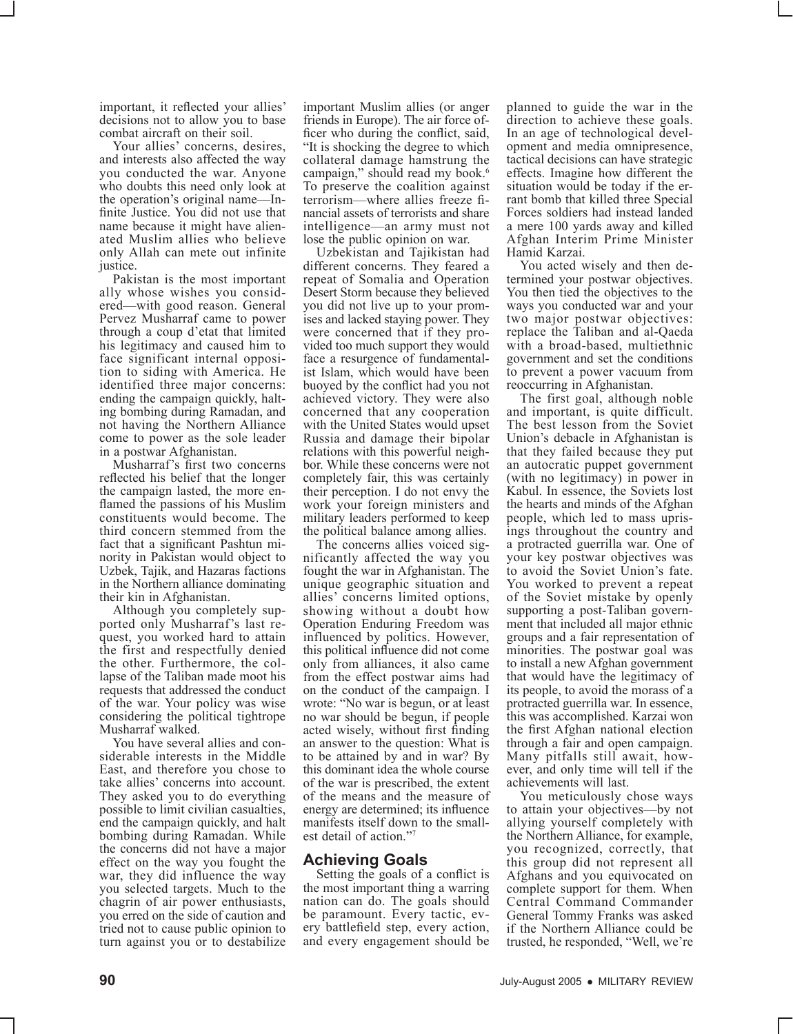important, it reflected your allies' decisions not to allow you to base combat aircraft on their soil.

Your allies' concerns, desires, and interests also affected the way you conducted the war. Anyone who doubts this need only look at the operation's original name—Infinite Justice. You did not use that name because it might have alienated Muslim allies who believe only Allah can mete out infinite justice.

Pakistan is the most important ally whose wishes you considered—with good reason. General Pervez Musharraf came to power through a coup d'etat that limited his legitimacy and caused him to face significant internal opposition to siding with America. He identified three major concerns: ending the campaign quickly, halting bombing during Ramadan, and not having the Northern Alliance come to power as the sole leader in a postwar Afghanistan.

Musharraf's first two concerns reflected his belief that the longer the campaign lasted, the more enflamed the passions of his Muslim constituents would become. The third concern stemmed from the fact that a significant Pashtun minority in Pakistan would object to Uzbek, Tajik, and Hazaras factions in the Northern alliance dominating their kin in Afghanistan.

Although you completely supported only Musharraf's last request, you worked hard to attain the first and respectfully denied the other. Furthermore, the collapse of the Taliban made moot his requests that addressed the conduct of the war. Your policy was wise considering the political tightrope Musharraf walked.

You have several allies and considerable interests in the Middle East, and therefore you chose to take allies' concerns into account. They asked you to do everything possible to limit civilian casualties, end the campaign quickly, and halt bombing during Ramadan. While the concerns did not have a major effect on the way you fought the war, they did influence the way you selected targets. Much to the chagrin of air power enthusiasts, you erred on the side of caution and tried not to cause public opinion to turn against you or to destabilize important Muslim allies (or anger friends in Europe). The air force officer who during the conflict, said, "It is shocking the degree to which collateral damage hamstrung the campaign," should read my book.[6] To preserve the coalition against terrorism—where allies freeze financial assets of terrorists and share intelligence—an army must not lose the public opinion on war.

Uzbekistan and Tajikistan had different concerns. They feared a repeat of Somalia and Operation Desert Storm because they believed you did not live up to your promises and lacked staying power. They were concerned that if they provided too much support they would face a resurgence of fundamentalist Islam, which would have been buoyed by the conflict had you not achieved victory. They were also concerned that any cooperation with the United States would upset Russia and damage their bipolar relations with this powerful neighbor. While these concerns were not completely fair, this was certainly their perception. I do not envy the work your foreign ministers and military leaders performed to keep the political balance among allies.

The concerns allies voiced significantly affected the way you fought the war in Afghanistan. The unique geographic situation and allies' concerns limited options, showing without a doubt how Operation Enduring Freedom was influenced by politics. However, this political influence did not come only from alliances, it also came from the effect postwar aims had on the conduct of the campaign. I wrote: "No war is begun, or at least no war should be begun, if people acted wisely, without first finding an answer to the question: What is to be attained by and in war? By this dominant idea the whole course of the war is prescribed, the extent of the means and the measure of energy are determined; its influence manifests itself down to the smallest detail of action."[7]

## Achieving Goals

Setting the goals of a conflict is the most important thing a warring nation can do. The goals should be paramount. Every tactic, every battlefield step, every action, and every engagement should be planned to guide the war in the direction to achieve these goals. In an age of technological development and media omnipresence, tactical decisions can have strategic effects. Imagine how different the situation would be today if the errant bomb that killed three Special Forces soldiers had instead landed a mere 100 yards away and killed Afghan Interim Prime Minister Hamid Karzai.

You acted wisely and then determined your postwar objectives. You then tied the objectives to the ways you conducted war and your two major postwar objectives: replace the Taliban and al-Qaeda with a broad-based, multiethnic government and set the conditions to prevent a power vacuum from reoccurring in Afghanistan.

The first goal, although noble and important, is quite difficult. The best lesson from the Soviet Union's debacle in Afghanistan is that they failed because they put an autocratic puppet government (with no legitimacy) in power in Kabul. In essence, the Soviets lost the hearts and minds of the Afghan people, which led to mass uprisings throughout the country and a protracted guerrilla war. One of your key postwar objectives was to avoid the Soviet Union's fate. You worked to prevent a repeat of the Soviet mistake by openly supporting a post-Taliban government that included all major ethnic groups and a fair representation of minorities. The postwar goal was to install a new Afghan government that would have the legitimacy of its people, to avoid the morass of a protracted guerrilla war. In essence, this was accomplished. Karzai won the first Afghan national election through a fair and open campaign. Many pitfalls still await, however, and only time will tell if the achievements will last.

You meticulously chose ways to attain your objectives—by not allying yourself completely with the Northern Alliance, for example, you recognized, correctly, that this group did not represent all Afghans and you equivocated on complete support for them. When Central Command Commander General Tommy Franks was asked if the Northern Alliance could be trusted, he responded, "Well, we're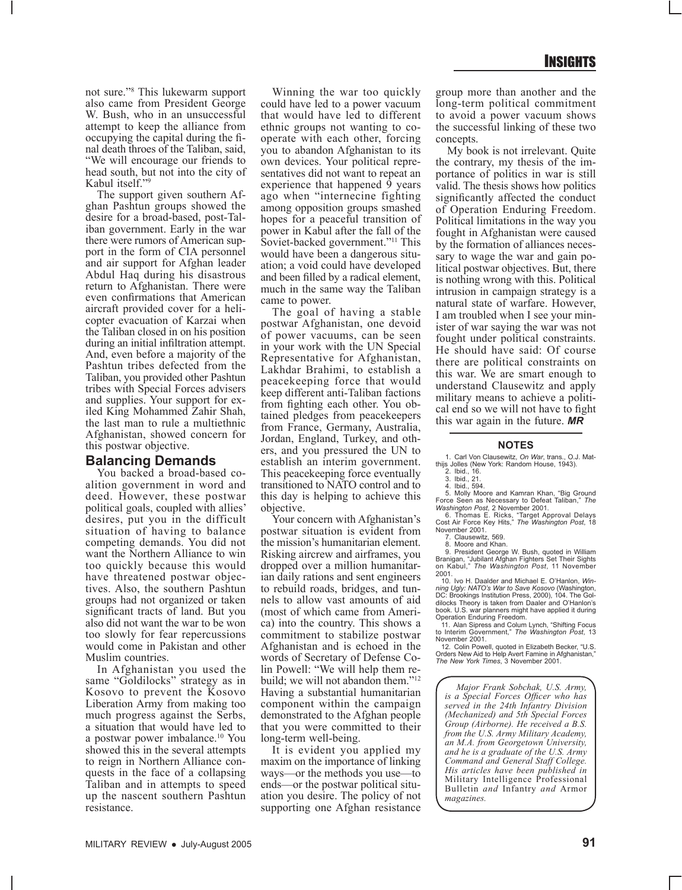not sure."[8] This lukewarm support also came from President George W. Bush, who in an unsuccessful attempt to keep the alliance from occupying the capital during the final death throes of the Taliban, said, "We will encourage our friends to head south, but not into the city of Kabul itself."[9]

The support given southern Afghan Pashtun groups showed the desire for a broad-based, post-Taliban government. Early in the war there were rumors of American support in the form of CIA personnel and air support for Afghan leader Abdul Haq during his disastrous return to Afghanistan. There were even confirmations that American aircraft provided cover for a helicopter evacuation of Karzai when the Taliban closed in on his position during an initial infiltration attempt. And, even before a majority of the Pashtun tribes defected from the Taliban, you provided other Pashtun tribes with Special Forces advisers and supplies. Your support for exiled King Mohammed Zahir Shah, the last man to rule a multiethnic Afghanistan, showed concern for this postwar objective.

## Balancing Demands

You backed a broad-based coalition government in word and deed. However, these postwar political goals, coupled with allies' desires, put you in the difficult situation of having to balance competing demands. You did not want the Northern Alliance to win too quickly because this would have threatened postwar objectives. Also, the southern Pashtun groups had not organized or taken significant tracts of land. But you also did not want the war to be won too slowly for fear repercussions would come in Pakistan and other Muslim countries.

In Afghanistan you used the same "Goldilocks" strategy as in Kosovo to prevent the Kosovo Liberation Army from making too much progress against the Serbs, a situation that would have led to a postwar power imbalance.[10] You showed this in the several attempts to reign in Northern Alliance conquests in the face of a collapsing Taliban and in attempts to speed up the nascent southern Pashtun resistance.

Winning the war too quickly could have led to a power vacuum that would have led to different ethnic groups not wanting to cooperate with each other, forcing you to abandon Afghanistan to its own devices. Your political representatives did not want to repeat an experience that happened 9 years ago when "internecine fighting among opposition groups smashed hopes for a peaceful transition of power in Kabul after the fall of the Soviet-backed government."[11] This would have been a dangerous situation; a void could have developed and been filled by a radical element, much in the same way the Taliban came to power.

The goal of having a stable postwar Afghanistan, one devoid of power vacuums, can be seen in your work with the UN Special Representative for Afghanistan, Lakhdar Brahimi, to establish a peacekeeping force that would keep different anti-Taliban factions from fighting each other. You obtained pledges from peacekeepers from France, Germany, Australia, Jordan, England, Turkey, and others, and you pressured the UN to establish an interim government. This peacekeeping force eventually transitioned to NATO control and to this day is helping to achieve this objective.

Your concern with Afghanistan's postwar situation is evident from the mission's humanitarian element. Risking aircrew and airframes, you dropped over a million humanitarian daily rations and sent engineers to rebuild roads, bridges, and tunnels to allow vast amounts of aid (most of which came from America) into the country. This shows a commitment to stabilize postwar Afghanistan and is echoed in the words of Secretary of Defense Colin Powell: "We will help them rebuild; we will not abandon them."[12] Having a substantial humanitarian component within the campaign demonstrated to the Afghan people that you were committed to their long-term well-being.

It is evident you applied my maxim on the importance of linking ways—or the methods you use—to ends—or the postwar political situation you desire. The policy of not supporting one Afghan resistance group more than another and the long-term political commitment to avoid a power vacuum shows the successful linking of these two concepts.

My book is not irrelevant. Quite the contrary, my thesis of the importance of politics in war is still valid. The thesis shows how politics significantly affected the conduct of Operation Enduring Freedom. Political limitations in the way you fought in Afghanistan were caused by the formation of alliances necessary to wage the war and gain political postwar objectives. But, there is nothing wrong with this. Political intrusion in campaign strategy is a natural state of warfare. However, I am troubled when I see your minister of war saying the war was not fought under political constraints. He should have said: Of course there are political constraints on this war. We are smart enough to understand Clausewitz and apply military means to achieve a political end so we will not have to fight this war again in the future. ***MR***

## NOTES

1. Carl Von Clausewitz, *On War*, trans., O.J. Matthijs Jolles (New York: Random House, 1943).
2. Ibid., 16.
3. Ibid., 21.
4. Ibid., 594.
5. Molly Moore and Kamran Khan, "Big Ground Force Seen as Necessary to Defeat Taliban," *The Washington Post*, 2 November 2001.
6. Thomas E. Ricks, "Target Approval Delays Cost Air Force Key Hits," *The Washington Post*, 18 November 2001.
7. Clausewitz, 569.
8. Moore and Khan.
9. President George W. Bush, quoted in William Branigan, "Jubilant Afghan Fighters Set Their Sights on Kabul," *The Washington Post*, 11 November 2001.
10. Ivo H. Daalder and Michael E. O'Hanlon, *Winning Ugly: NATO's War to Save Kosovo* (Washington, DC: Brookings Institution Press, 2000), 104. The Goldilocks Theory is taken from Daaler and O'Hanlon's book. U.S. war planners might have applied it during Operation Enduring Freedom.
11. Alan Sipress and Colum Lynch, "Shifting Focus to Interim Government," *The Washington Post*, 13 November 2001.
12. Colin Powell, quoted in Elizabeth Becker, "U.S. Orders New Aid to Help Avert Famine in Afghanistan," *The New York Times*, 3 November 2001.

*Major Frank Sobchak, U.S. Army, is a Special Forces Officer who has served in the 24th Infantry Division (Mechanized) and 5th Special Forces Group (Airborne). He received a B.S. from the U.S. Army Military Academy, an M.A. from Georgetown University, and he is a graduate of the U.S. Army Command and General Staff College. His articles have been published in* Military Intelligence Professional Bulletin *and* Infantry *and* Armor *magazines.*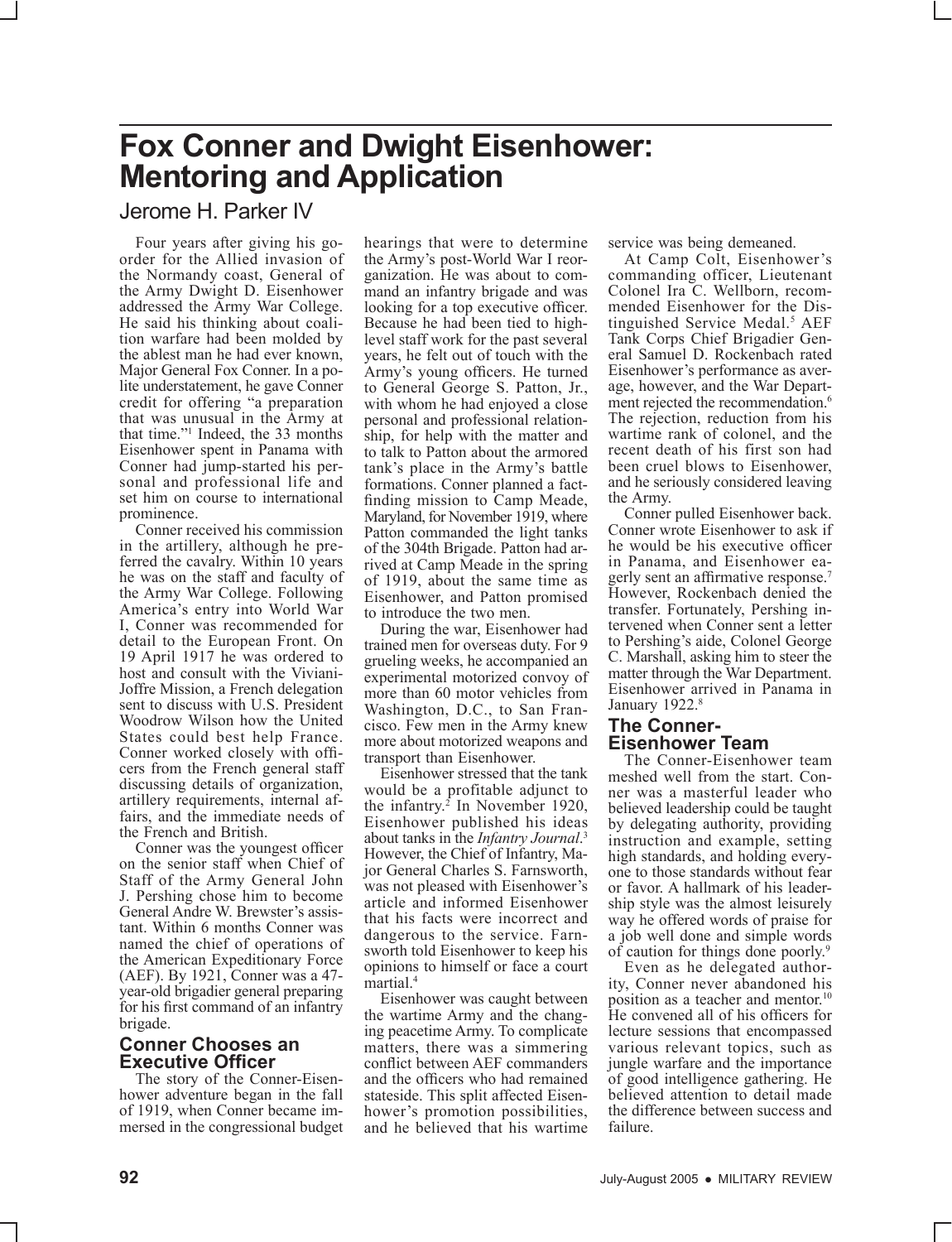# Fox Conner and Dwight Eisenhower: Mentoring and Application

Jerome H. Parker IV

Four years after giving his go-order for the Allied invasion of the Normandy coast, General of the Army Dwight D. Eisenhower addressed the Army War College. He said his thinking about coalition warfare had been molded by the ablest man he had ever known, Major General Fox Conner. In a polite understatement, he gave Conner credit for offering "a preparation that was unusual in the Army at that time."[1] Indeed, the 33 months Eisenhower spent in Panama with Conner had jump-started his personal and professional life and set him on course to international prominence.

Conner received his commission in the artillery, although he preferred the cavalry. Within 10 years he was on the staff and faculty of the Army War College. Following America's entry into World War I, Conner was recommended for detail to the European Front. On 19 April 1917 he was ordered to host and consult with the Viviani-Joffre Mission, a French delegation sent to discuss with U.S. President Woodrow Wilson how the United States could best help France. Conner worked closely with officers from the French general staff discussing details of organization, artillery requirements, internal affairs, and the immediate needs of the French and British.

Conner was the youngest officer on the senior staff when Chief of Staff of the Army General John J. Pershing chose him to become General Andre W. Brewster's assistant. Within 6 months Conner was named the chief of operations of the American Expeditionary Force (AEF). By 1921, Conner was a 47-year-old brigadier general preparing for his first command of an infantry brigade.

## Conner Chooses an Executive Officer

The story of the Conner-Eisenhower adventure began in the fall of 1919, when Conner became immersed in the congressional budget hearings that were to determine the Army's post-World War I reorganization. He was about to command an infantry brigade and was looking for a top executive officer. Because he had been tied to high-level staff work for the past several years, he felt out of touch with the Army's young officers. He turned to General George S. Patton, Jr., with whom he had enjoyed a close personal and professional relationship, for help with the matter and to talk to Patton about the armored tank's place in the Army's battle formations. Conner planned a fact-finding mission to Camp Meade, Maryland, for November 1919, where Patton commanded the light tanks of the 304th Brigade. Patton had arrived at Camp Meade in the spring of 1919, about the same time as Eisenhower, and Patton promised to introduce the two men.

During the war, Eisenhower had trained men for overseas duty. For 9 grueling weeks, he accompanied an experimental motorized convoy of more than 60 motor vehicles from Washington, D.C., to San Francisco. Few men in the Army knew more about motorized weapons and transport than Eisenhower.

Eisenhower stressed that the tank would be a profitable adjunct to the infantry.[2] In November 1920, Eisenhower published his ideas about tanks in the *Infantry Journal*.[3] However, the Chief of Infantry, Major General Charles S. Farnsworth, was not pleased with Eisenhower's article and informed Eisenhower that his facts were incorrect and dangerous to the service. Farnsworth told Eisenhower to keep his opinions to himself or face a court martial.[4]

Eisenhower was caught between the wartime Army and the changing peacetime Army. To complicate matters, there was a simmering conflict between AEF commanders and the officers who had remained stateside. This split affected Eisenhower's promotion possibilities, and he believed that his wartime service was being demeaned.

At Camp Colt, Eisenhower's commanding officer, Lieutenant Colonel Ira C. Wellborn, recommended Eisenhower for the Distinguished Service Medal.[5] AEF Tank Corps Chief Brigadier General Samuel D. Rockenbach rated Eisenhower's performance as average, however, and the War Department rejected the recommendation.[6] The rejection, reduction from his wartime rank of colonel, and the recent death of his first son had been cruel blows to Eisenhower, and he seriously considered leaving the Army.

Conner pulled Eisenhower back. Conner wrote Eisenhower to ask if he would be his executive officer in Panama, and Eisenhower eagerly sent an affirmative response.[7] However, Rockenbach denied the transfer. Fortunately, Pershing intervened when Conner sent a letter to Pershing's aide, Colonel George C. Marshall, asking him to steer the matter through the War Department. Eisenhower arrived in Panama in January 1922.[8]

## The Conner-Eisenhower Team

The Conner-Eisenhower team meshed well from the start. Conner was a masterful leader who believed leadership could be taught by delegating authority, providing instruction and example, setting high standards, and holding everyone to those standards without fear or favor. A hallmark of his leadership style was the almost leisurely way he offered words of praise for a job well done and simple words of caution for things done poorly.[9]

Even as he delegated authority, Conner never abandoned his position as a teacher and mentor.[10] He convened all of his officers for lecture sessions that encompassed various relevant topics, such as jungle warfare and the importance of good intelligence gathering. He believed attention to detail made the difference between success and failure.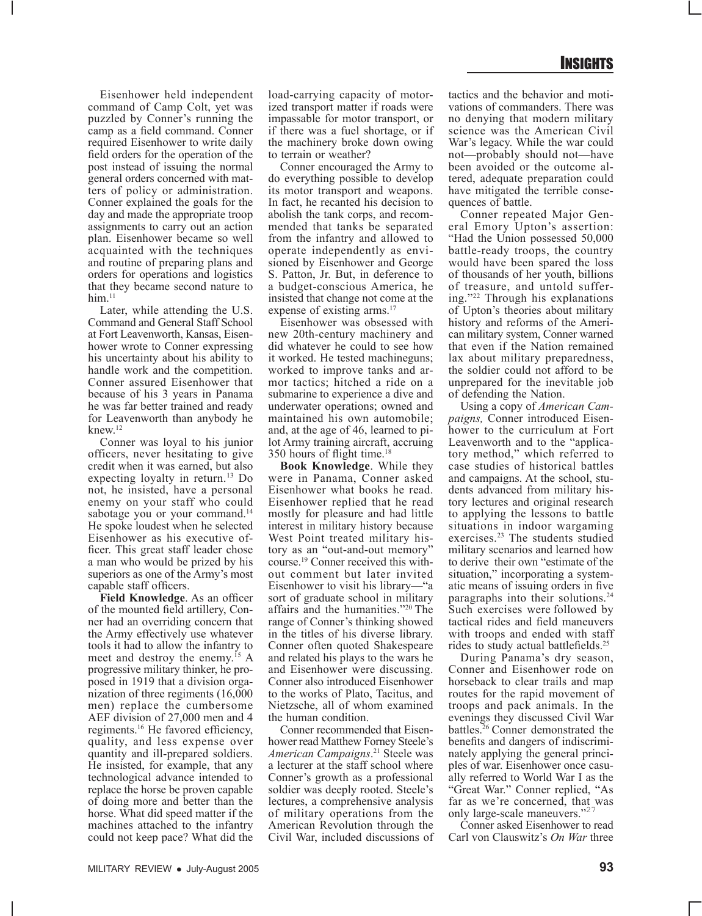Eisenhower held independent command of Camp Colt, yet was puzzled by Conner's running the camp as a field command. Conner required Eisenhower to write daily field orders for the operation of the post instead of issuing the normal general orders concerned with matters of policy or administration. Conner explained the goals for the day and made the appropriate troop assignments to carry out an action plan. Eisenhower became so well acquainted with the techniques and routine of preparing plans and orders for operations and logistics that they became second nature to him.[11]

Later, while attending the U.S. Command and General Staff School at Fort Leavenworth, Kansas, Eisenhower wrote to Conner expressing his uncertainty about his ability to handle work and the competition. Conner assured Eisenhower that because of his 3 years in Panama he was far better trained and ready for Leavenworth than anybody he knew.[12]

Conner was loyal to his junior officers, never hesitating to give credit when it was earned, but also expecting loyalty in return.[13] Do not, he insisted, have a personal enemy on your staff who could sabotage you or your command.[14] He spoke loudest when he selected Eisenhower as his executive officer. This great staff leader chose a man who would be prized by his superiors as one of the Army's most capable staff officers.

**Field Knowledge**. As an officer of the mounted field artillery, Conner had an overriding concern that the Army effectively use whatever tools it had to allow the infantry to meet and destroy the enemy.[15] A progressive military thinker, he proposed in 1919 that a division organization of three regiments (16,000 men) replace the cumbersome AEF division of 27,000 men and 4 regiments.[16] He favored efficiency, quality, and less expense over quantity and ill-prepared soldiers. He insisted, for example, that any technological advance intended to replace the horse be proven capable of doing more and better than the horse. What did speed matter if the machines attached to the infantry could not keep pace? What did the load-carrying capacity of motorized transport matter if roads were impassable for motor transport, or if there was a fuel shortage, or if the machinery broke down owing to terrain or weather?

Conner encouraged the Army to do everything possible to develop its motor transport and weapons. In fact, he recanted his decision to abolish the tank corps, and recommended that tanks be separated from the infantry and allowed to operate independently as envisioned by Eisenhower and George S. Patton, Jr. But, in deference to a budget-conscious America, he insisted that change not come at the expense of existing arms.[17]

Eisenhower was obsessed with new 20th-century machinery and did whatever he could to see how it worked. He tested machineguns; worked to improve tanks and armor tactics; hitched a ride on a submarine to experience a dive and underwater operations; owned and maintained his own automobile; and, at the age of 46, learned to pilot Army training aircraft, accruing 350 hours of flight time.[18]

**Book Knowledge**. While they were in Panama, Conner asked Eisenhower what books he read. Eisenhower replied that he read mostly for pleasure and had little interest in military history because West Point treated military history as an "out-and-out memory" course.[19] Conner received this without comment but later invited Eisenhower to visit his library—"a sort of graduate school in military affairs and the humanities."[20] The range of Conner's thinking showed in the titles of his diverse library. Conner often quoted Shakespeare and related his plays to the wars he and Eisenhower were discussing. Conner also introduced Eisenhower to the works of Plato, Tacitus, and Nietzsche, all of whom examined the human condition.

Conner recommended that Eisenhower read Matthew Forney Steele's *American Campaigns*.[21] Steele was a lecturer at the staff school where Conner's growth as a professional soldier was deeply rooted. Steele's lectures, a comprehensive analysis of military operations from the American Revolution through the Civil War, included discussions of tactics and the behavior and motivations of commanders. There was no denying that modern military science was the American Civil War's legacy. While the war could not—probably should not—have been avoided or the outcome altered, adequate preparation could have mitigated the terrible consequences of battle.

Conner repeated Major General Emory Upton's assertion: "Had the Union possessed 50,000 battle-ready troops, the country would have been spared the loss of thousands of her youth, billions of treasure, and untold suffering."[22] Through his explanations of Upton's theories about military history and reforms of the American military system, Conner warned that even if the Nation remained lax about military preparedness, the soldier could not afford to be unprepared for the inevitable job of defending the Nation.

Using a copy of *American Campaigns,* Conner introduced Eisenhower to the curriculum at Fort Leavenworth and to the "applicatory method," which referred to case studies of historical battles and campaigns. At the school, students advanced from military history lectures and original research to applying the lessons to battle situations in indoor wargaming exercises.[23] The students studied military scenarios and learned how to derive their own "estimate of the situation," incorporating a systematic means of issuing orders in five paragraphs into their solutions.[24] Such exercises were followed by tactical rides and field maneuvers with troops and ended with staff rides to study actual battlefields.[25]

During Panama's dry season, Conner and Eisenhower rode on horseback to clear trails and map routes for the rapid movement of troops and pack animals. In the evenings they discussed Civil War battles.[26] Conner demonstrated the benefits and dangers of indiscriminately applying the general principles of war. Eisenhower once casually referred to World War I as the "Great War." Conner replied, "As far as we're concerned, that was only large-scale maneuvers."[27]

Conner asked Eisenhower to read Carl von Clauswitz's *On War* three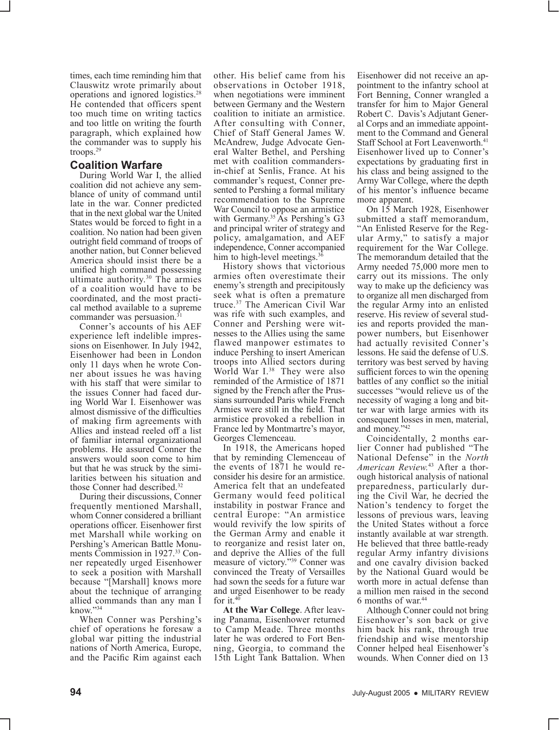times, each time reminding him that Clauswitz wrote primarily about operations and ignored logistics.[28] He contended that officers spent too much time on writing tactics and too little on writing the fourth paragraph, which explained how the commander was to supply his troops.[29]

## Coalition Warfare

During World War I, the allied coalition did not achieve any semblance of unity of command until late in the war. Conner predicted that in the next global war the United States would be forced to fight in a coalition. No nation had been given outright field command of troops of another nation, but Conner believed America should insist there be a unified high command possessing ultimate authority.[30] The armies of a coalition would have to be coordinated, and the most practical method available to a supreme commander was persuasion.[31]

Conner's accounts of his AEF experience left indelible impressions on Eisenhower. In July 1942, Eisenhower had been in London only 11 days when he wrote Conner about issues he was having with his staff that were similar to the issues Conner had faced during World War I. Eisenhower was almost dismissive of the difficulties of making firm agreements with Allies and instead reeled off a list of familiar internal organizational problems. He assured Conner the answers would soon come to him but that he was struck by the similarities between his situation and those Conner had described.[32]

During their discussions, Conner frequently mentioned Marshall, whom Conner considered a brilliant operations officer. Eisenhower first met Marshall while working on Pershing's American Battle Monuments Commission in 1927.[33] Conner repeatedly urged Eisenhower to seek a position with Marshall because "[Marshall] knows more about the technique of arranging allied commands than any man I know."[34]

When Conner was Pershing's chief of operations he foresaw a global war pitting the industrial nations of North America, Europe, and the Pacific Rim against each other. His belief came from his observations in October 1918, when negotiations were imminent between Germany and the Western coalition to initiate an armistice. After consulting with Conner, Chief of Staff General James W. McAndrew, Judge Advocate General Walter Bethel, and Pershing met with coalition commanders-in-chief at Senlis, France. At his commander's request, Conner presented to Pershing a formal military recommendation to the Supreme War Council to oppose an armistice with Germany.[35] As Pershing's G3 and principal writer of strategy and policy, amalgamation, and AEF independence, Conner accompanied him to high-level meetings.[36]

History shows that victorious armies often overestimate their enemy's strength and precipitously seek what is often a premature truce.[37] The American Civil War was rife with such examples, and Conner and Pershing were witnesses to the Allies using the same flawed manpower estimates to induce Pershing to insert American troops into Allied sectors during World War I.[38] They were also reminded of the Armistice of 1871 signed by the French after the Prussians surrounded Paris while French Armies were still in the field. That armistice provoked a rebellion in France led by Montmartre's mayor, Georges Clemenceau.

In 1918, the Americans hoped that by reminding Clemenceau of the events of 1871 he would reconsider his desire for an armistice. America felt that an undefeated Germany would feed political instability in postwar France and central Europe: "An armistice would revivify the low spirits of the German Army and enable it to reorganize and resist later on, and deprive the Allies of the full measure of victory."[39] Conner was convinced the Treaty of Versailles had sown the seeds for a future war and urged Eisenhower to be ready for it.[40]

**At the War College**. After leaving Panama, Eisenhower returned to Camp Meade. Three months later he was ordered to Fort Benning, Georgia, to command the 15th Light Tank Battalion. When Eisenhower did not receive an appointment to the infantry school at Fort Benning, Conner wrangled a transfer for him to Major General Robert C. Davis's Adjutant General Corps and an immediate appointment to the Command and General Staff School at Fort Leavenworth.[41] Eisenhower lived up to Conner's expectations by graduating first in his class and being assigned to the Army War College, where the depth of his mentor's influence became more apparent.

On 15 March 1928, Eisenhower submitted a staff memorandum, "An Enlisted Reserve for the Regular Army," to satisfy a major requirement for the War College. The memorandum detailed that the Army needed 75,000 more men to carry out its missions. The only way to make up the deficiency was to organize all men discharged from the regular Army into an enlisted reserve. His review of several studies and reports provided the manpower numbers, but Eisenhower had actually revisited Conner's lessons. He said the defense of U.S. territory was best served by having sufficient forces to win the opening battles of any conflict so the initial successes "would relieve us of the necessity of waging a long and bitter war with large armies with its consequent losses in men, material, and money."[42]

Coincidentally, 2 months earlier Conner had published "The National Defense" in the *North American Review.*[43] After a thorough historical analysis of national preparedness, particularly during the Civil War, he decried the Nation's tendency to forget the lessons of previous wars, leaving the United States without a force instantly available at war strength. He believed that three battle-ready regular Army infantry divisions and one cavalry division backed by the National Guard would be worth more in actual defense than a million men raised in the second 6 months of war.[44]

Although Conner could not bring Eisenhower's son back or give him back his rank, through true friendship and wise mentorship Conner helped heal Eisenhower's wounds. When Conner died on 13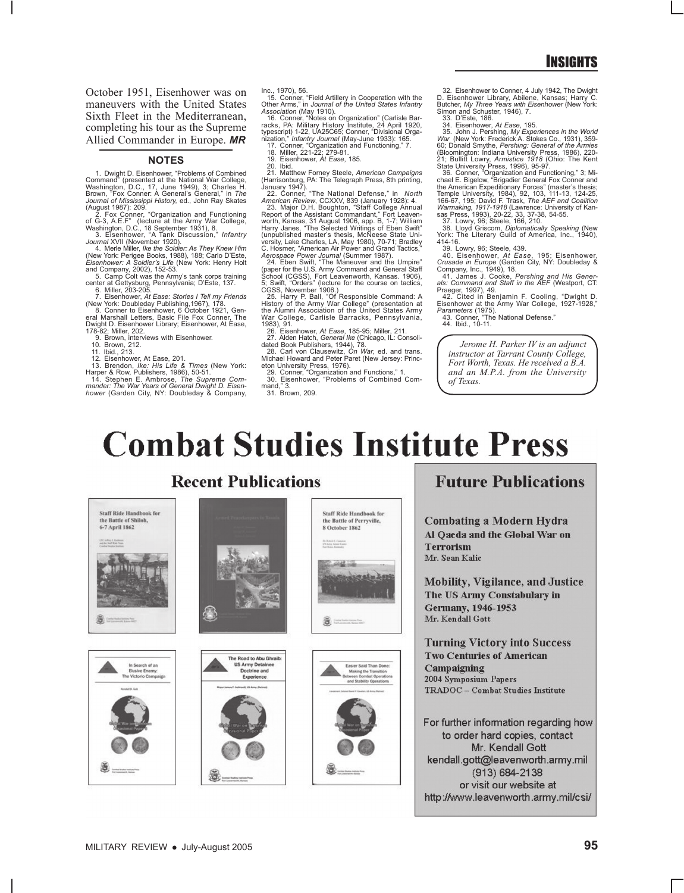October 1951, Eisenhower was on maneuvers with the United States Sixth Fleet in the Mediterranean, completing his tour as the Supreme Allied Commander in Europe. ***MR***

## NOTES

1. Dwight D. Eisenhower, "Problems of Combined Command" (presented at the National War College, Washington, D.C., 17, June 1949), 3; Charles H. Brown, "Fox Conner: A General's General," in *The Journal of Mississippi History,* ed., John Ray Skates (August 1987): 209.
2. Fox Conner, "Organization and Functioning of G-3, A.E.F" (lecture at the Army War College, Washington, D.C., 18 September 1931), 8.
3. Eisenhower, "A Tank Discussion," *Infantry Journal* XVII (November 1920).
4. Merle Miller, *Ike the Soldier: As They Knew Him* (New York: Perigee Books, 1988), 188; Carlo D'Este, *Eisenhower: A Soldier's Life* (New York: Henry Holt and Company, 2002), 152-53.
5. Camp Colt was the Army's tank corps training center at Gettysburg, Pennsylvania; D'Este, 137.
6. Miller, 203-205.
7. Eisenhower, *At Ease: Stories I Tell my Friends* (New York: Doubleday Publishing,1967), 178.
8. Conner to Eisenhower, 6 October 1921, General Marshall Letters, Basic File Fox Conner, The Dwight D. Eisenhower Library; Eisenhower, At Ease, 178-82; Miller, 202.
9. Brown, interviews with Eisenhower.
10. Brown, 212.
11. Ibid., 213.
12. Eisenhower, At Ease, 201.
13. Brendon, *Ike: His Life & Times* (New York: Harper & Row, Publishers, 1986), 50-51.
14. Stephen E. Ambrose, *The Supreme Commander: The War Years of General Dwight D. Eisenhower* (Garden City, NY: Doubleday & Company, Inc., 1970), 56.
15. Conner, "Field Artillery in Cooperation with the Other Arms," in *Journal of the United States Infantry Association* (May 1910).
16. Conner, "Notes on Organization" (Carlisle Barracks, PA: Military History Institute, 24 April 1920, typescript) 1-22, UA25C65; Conner, "Divisional Organization," *Infantry Journal* (May-June 1933): 165.
17. Conner, "Organization and Functioning," 7.
18. Miller, 221-22; 279-81.
19. Eisenhower, *At Ease*, 185.
20. Ibid.
21. Matthew Forney Steele, *American Campaigns* (Harrisonburg, PA: The Telegraph Press, 8th printing, January 1947).
22. Conner, "The National Defense," in *North American Review*, CCXXV, 839 (January 1928): 4.
23. Major D.H. Boughton, "Staff College Annual Report of the Assistant Commandant," Fort Leavenworth, Kansas, 31 August 1906, app. B, 1-7; William Harry Janes, "The Selected Writings of Eben Swift" (unpublished master's thesis, McNeese State University, Lake Charles, LA, May 1980), 70-71; Bradley C. Hosmer, "American Air Power and Grand Tactics," *Aerospace Power Journal* (Summer 1987).
24. Eben Swift, "The Maneuver and the Umpire" (paper for the U.S. Army Command and General Staff School (CGSS), Fort Leavenworth, Kansas. 1906), 5; Swift, "Orders" (lecture for the course on tactics, CGSS, November 1906.)
25. Harry P. Ball, "Of Responsible Command: A History of the Army War College" (presentation at the Alumni Association of the United States Army War College, Carlisle Barracks, Pennsylvania, 1983), 91.
26. Eisenhower, *At Ease*, 185-95; Miller, 211.
27. Alden Hatch, *General Ike* (Chicago, IL: Consolidated Book Publishers, 1944), 78.
28. Carl von Clausewitz, *On War*, ed. and trans. Michael Howard and Peter Paret (New Jersey: Princeton University Press, 1976).
29. Conner, "Organization and Functions," 1.
30. Eisenhower, "Problems of Combined Command," 3.
31. Brown, 209.
32. Eisenhower to Conner, 4 July 1942, The Dwight D. Eisenhower Library, Abilene, Kansas; Harry C. Butcher, *My Three Years with Eisenhower* (New York: Simon and Schuster, 1946), 7.
33. D'Este, 186.
34. Eisenhower, *At Ease*, 195.
35. John J. Pershing, *My Experiences in the World War* (New York: Frederick A. Stokes Co., 1931), 359-60; Donald Smythe, *Pershing: General of the Armies* (Bloomington: Indiana University Press, 1986), 220-21; Bullitt Lowry, *Armistice 1918* (Ohio: The Kent State University Press, 1996), 95-97.
36. Conner, "Organization and Functioning," 3; Michael E. Bigelow, "Brigadier General Fox Conner and the American Expeditionary Forces" (master's thesis; Temple University, 1984), 92, 103, 111-13, 124-25, 166-67, 195; David F. Trask, *The AEF and Coalition Warmaking, 1917-1918* (Lawrence: University of Kansas Press, 1993), 20-22, 33, 37-38, 54-55.
37. Lowry, 96; Steele, 166, 210.
38. Lloyd Griscom, *Diplomatically Speaking* (New York: The Literary Guild of America, Inc., 1940), 414-16.
39. Lowry, 96; Steele, 439.
40. Eisenhower, *At Ease*, 195; Eisenhower, *Crusade in Europe* (Garden City, NY: Doubleday & Company, Inc., 1949), 18.
41. James J. Cooke, *Pershing and His Generals: Command and Staff in the AEF* (Westport, CT: Praeger, 1997), 49.
42. Cited in Benjamin F. Cooling, "Dwight D. Eisenhower at the Army War College, 1927-1928," *Parameters* (1975).
43. Conner, "The National Defense."
44. Ibid., 10-11.

*Jerome H. Parker IV is an adjunct instructor at Tarrant County College, Fort Worth, Texas. He received a B.A. and an M.P.A. from the University of Texas.*

# Combat Studies Institute Press

## Recent Publications

Staff Ride Handbook for the Battle of Shiloh, 6-7 April 1862

Staff Ride Handbook for the Battle of Perryville, 8 October 1862

In Search of an Elusive Enemy: The Victorio Campaign

The Road to Abu Ghraib: US Army Detainee Doctrine and Experience

Easier Said Than Done: Making the Transition Between Combat Operations and Stability Operations

## Future Publications

**Combating a Modern Hydra**
**Al Qaeda and the Global War on Terrorism**
Mr. Sean Kalic

**Mobility, Vigilance, and Justice**
**The US Army Constabulary in Germany, 1946-1953**
Mr. Kendall Gott

**Turning Victory into Success**
**Two Centuries of American Campaigning**
2004 Symposium Papers
TRADOC – Combat Studies Institute

For further information regarding how to order hard copies, contact Mr. Kendall Gott
kendall.gott@leavenworth.army.mil
(913) 684-2138
or visit our website at
http://www.leavenworth.army.mil/csi/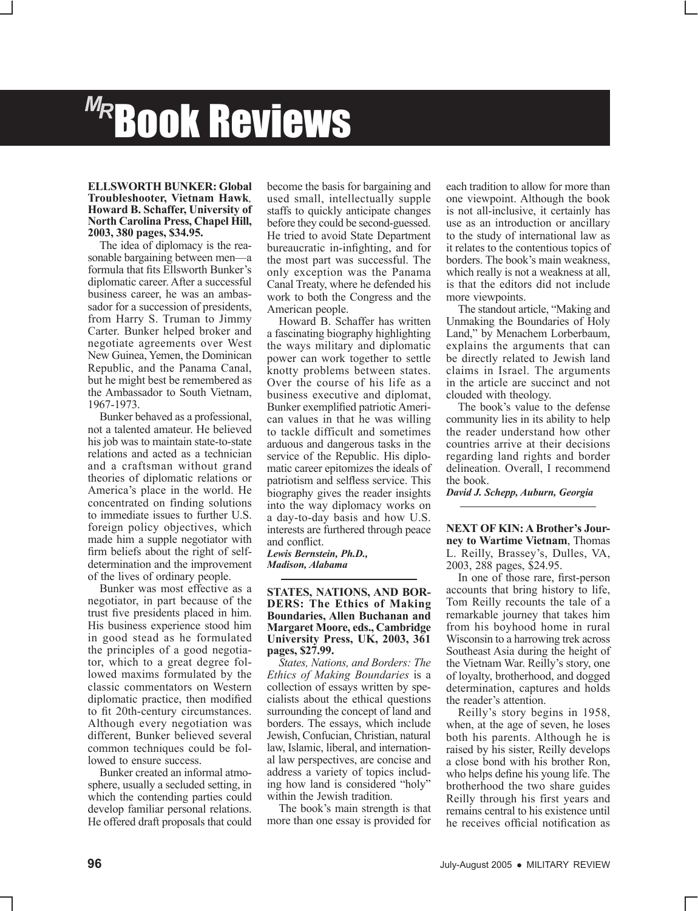# MR Book Reviews

**ELLSWORTH BUNKER: Global Troubleshooter, Vietnam Hawk, Howard B. Schaffer, University of North Carolina Press, Chapel Hill, 2003, 380 pages, $34.95.**

The idea of diplomacy is the reasonable bargaining between men—a formula that fits Ellsworth Bunker's diplomatic career. After a successful business career, he was an ambassador for a succession of presidents, from Harry S. Truman to Jimmy Carter. Bunker helped broker and negotiate agreements over West New Guinea, Yemen, the Dominican Republic, and the Panama Canal, but he might best be remembered as the Ambassador to South Vietnam, 1967-1973.

Bunker behaved as a professional, not a talented amateur. He believed his job was to maintain state-to-state relations and acted as a technician and a craftsman without grand theories of diplomatic relations or America's place in the world. He concentrated on finding solutions to immediate issues to further U.S. foreign policy objectives, which made him a supple negotiator with firm beliefs about the right of self-determination and the improvement of the lives of ordinary people.

Bunker was most effective as a negotiator, in part because of the trust five presidents placed in him. His business experience stood him in good stead as he formulated the principles of a good negotiator, which to a great degree followed maxims formulated by the classic commentators on Western diplomatic practice, then modified to fit 20th-century circumstances. Although every negotiation was different, Bunker believed several common techniques could be followed to ensure success.

Bunker created an informal atmosphere, usually a secluded setting, in which the contending parties could develop familiar personal relations. He offered draft proposals that could become the basis for bargaining and used small, intellectually supple staffs to quickly anticipate changes before they could be second-guessed. He tried to avoid State Department bureaucratic in-infighting, and for the most part was successful. The only exception was the Panama Canal Treaty, where he defended his work to both the Congress and the American people.

Howard B. Schaffer has written a fascinating biography highlighting the ways military and diplomatic power can work together to settle knotty problems between states. Over the course of his life as a business executive and diplomat, Bunker exemplified patriotic American values in that he was willing to tackle difficult and sometimes arduous and dangerous tasks in the service of the Republic. His diplomatic career epitomizes the ideals of patriotism and selfless service. This biography gives the reader insights into the way diplomacy works on a day-to-day basis and how U.S. interests are furthered through peace and conflict.

***Lewis Bernstein, Ph.D., Madison, Alabama***

---

**STATES, NATIONS, AND BORDERS: The Ethics of Making Boundaries, Allen Buchanan and Margaret Moore, eds., Cambridge University Press, UK, 2003, 361 pages, $27.99.**

*States, Nations, and Borders: The Ethics of Making Boundaries* is a collection of essays written by specialists about the ethical questions surrounding the concept of land and borders. The essays, which include Jewish, Confucian, Christian, natural law, Islamic, liberal, and international law perspectives, are concise and address a variety of topics including how land is considered "holy" within the Jewish tradition.

The book's main strength is that more than one essay is provided for each tradition to allow for more than one viewpoint. Although the book is not all-inclusive, it certainly has use as an introduction or ancillary to the study of international law as it relates to the contentious topics of borders. The book's main weakness, which really is not a weakness at all, is that the editors did not include more viewpoints.

The standout article, "Making and Unmaking the Boundaries of Holy Land," by Menachem Lorberbaum, explains the arguments that can be directly related to Jewish land claims in Israel. The arguments in the article are succinct and not clouded with theology.

The book's value to the defense community lies in its ability to help the reader understand how other countries arrive at their decisions regarding land rights and border delineation. Overall, I recommend the book.

***David J. Schepp, Auburn, Georgia***

---

**NEXT OF KIN: A Brother's Journey to Wartime Vietnam**, Thomas L. Reilly, Brassey's, Dulles, VA, 2003, 288 pages, $24.95.

In one of those rare, first-person accounts that bring history to life, Tom Reilly recounts the tale of a remarkable journey that takes him from his boyhood home in rural Wisconsin to a harrowing trek across Southeast Asia during the height of the Vietnam War. Reilly's story, one of loyalty, brotherhood, and dogged determination, captures and holds the reader's attention.

Reilly's story begins in 1958, when, at the age of seven, he loses both his parents. Although he is raised by his sister, Reilly develops a close bond with his brother Ron, who helps define his young life. The brotherhood the two share guides Reilly through his first years and remains central to his existence until he receives official notification as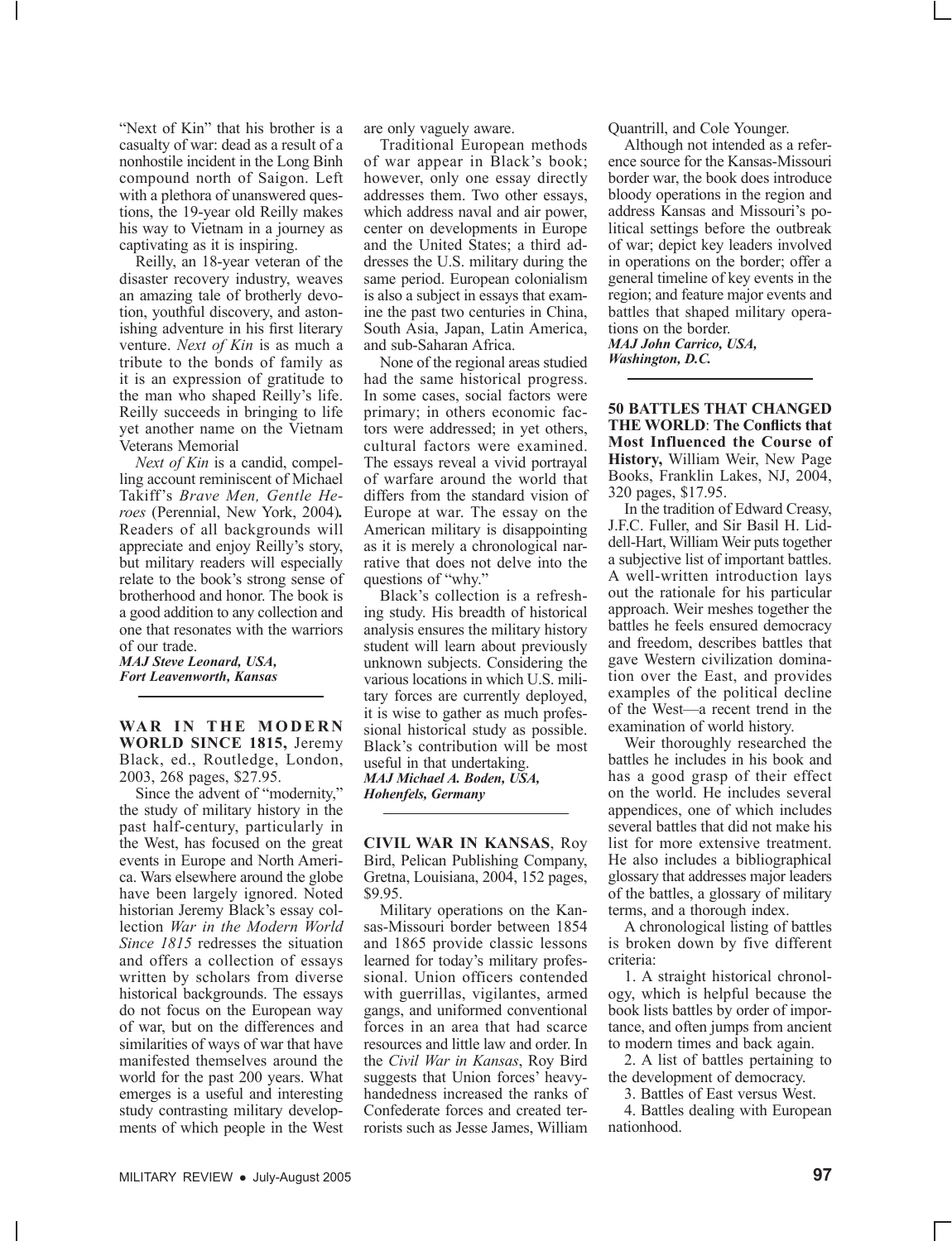"Next of Kin" that his brother is a casualty of war: dead as a result of a nonhostile incident in the Long Binh compound north of Saigon. Left with a plethora of unanswered questions, the 19-year old Reilly makes his way to Vietnam in a journey as captivating as it is inspiring.

Reilly, an 18-year veteran of the disaster recovery industry, weaves an amazing tale of brotherly devotion, youthful discovery, and astonishing adventure in his first literary venture. *Next of Kin* is as much a tribute to the bonds of family as it is an expression of gratitude to the man who shaped Reilly's life. Reilly succeeds in bringing to life yet another name on the Vietnam Veterans Memorial

*Next of Kin* is a candid, compelling account reminiscent of Michael Takiff's *Brave Men, Gentle Heroes* (Perennial, New York, 2004)*.* Readers of all backgrounds will appreciate and enjoy Reilly's story, but military readers will especially relate to the book's strong sense of brotherhood and honor. The book is a good addition to any collection and one that resonates with the warriors of our trade.

***MAJ Steve Leonard, USA, Fort Leavenworth, Kansas***

---

**WAR IN THE MODERN WORLD SINCE 1815,** Jeremy Black, ed., Routledge, London, 2003, 268 pages, $27.95.

Since the advent of "modernity," the study of military history in the past half-century, particularly in the West, has focused on the great events in Europe and North America. Wars elsewhere around the globe have been largely ignored. Noted historian Jeremy Black's essay collection *War in the Modern World Since 1815* redresses the situation and offers a collection of essays written by scholars from diverse historical backgrounds. The essays do not focus on the European way of war, but on the differences and similarities of ways of war that have manifested themselves around the world for the past 200 years. What emerges is a useful and interesting study contrasting military developments of which people in the West are only vaguely aware.

Traditional European methods of war appear in Black's book; however, only one essay directly addresses them. Two other essays, which address naval and air power, center on developments in Europe and the United States; a third addresses the U.S. military during the same period. European colonialism is also a subject in essays that examine the past two centuries in China, South Asia, Japan, Latin America, and sub-Saharan Africa.

None of the regional areas studied had the same historical progress. In some cases, social factors were primary; in others economic factors were addressed; in yet others, cultural factors were examined. The essays reveal a vivid portrayal of warfare around the world that differs from the standard vision of Europe at war. The essay on the American military is disappointing as it is merely a chronological narrative that does not delve into the questions of "why."

Black's collection is a refreshing study. His breadth of historical analysis ensures the military history student will learn about previously unknown subjects. Considering the various locations in which U.S. military forces are currently deployed, it is wise to gather as much professional historical study as possible. Black's contribution will be most useful in that undertaking.

***MAJ Michael A. Boden, USA, Hohenfels, Germany***

---

**CIVIL WAR IN KANSAS**, Roy Bird, Pelican Publishing Company, Gretna, Louisiana, 2004, 152 pages, $9.95.

Military operations on the Kansas-Missouri border between 1854 and 1865 provide classic lessons learned for today's military professional. Union officers contended with guerrillas, vigilantes, armed gangs, and uniformed conventional forces in an area that had scarce resources and little law and order. In the *Civil War in Kansas*, Roy Bird suggests that Union forces' heavy-handedness increased the ranks of Confederate forces and created terrorists such as Jesse James, William Quantrill, and Cole Younger.

Although not intended as a reference source for the Kansas-Missouri border war, the book does introduce bloody operations in the region and address Kansas and Missouri's political settings before the outbreak of war; depict key leaders involved in operations on the border; offer a general timeline of key events in the region; and feature major events and battles that shaped military operations on the border.

***MAJ John Carrico, USA, Washington, D.C.***

---

**50 BATTLES THAT CHANGED THE WORLD**: **The Conflicts that Most Influenced the Course of History,** William Weir, New Page Books, Franklin Lakes, NJ, 2004, 320 pages, $17.95.

In the tradition of Edward Creasy, J.F.C. Fuller, and Sir Basil H. Liddell-Hart, William Weir puts together a subjective list of important battles. A well-written introduction lays out the rationale for his particular approach. Weir meshes together the battles he feels ensured democracy and freedom, describes battles that gave Western civilization domination over the East, and provides examples of the political decline of the West—a recent trend in the examination of world history.

Weir thoroughly researched the battles he includes in his book and has a good grasp of their effect on the world. He includes several appendices, one of which includes several battles that did not make his list for more extensive treatment. He also includes a bibliographical glossary that addresses major leaders of the battles, a glossary of military terms, and a thorough index.

A chronological listing of battles is broken down by five different criteria:

1. A straight historical chronology, which is helpful because the book lists battles by order of importance, and often jumps from ancient to modern times and back again.

2. A list of battles pertaining to the development of democracy.

3. Battles of East versus West.

4. Battles dealing with European nationhood.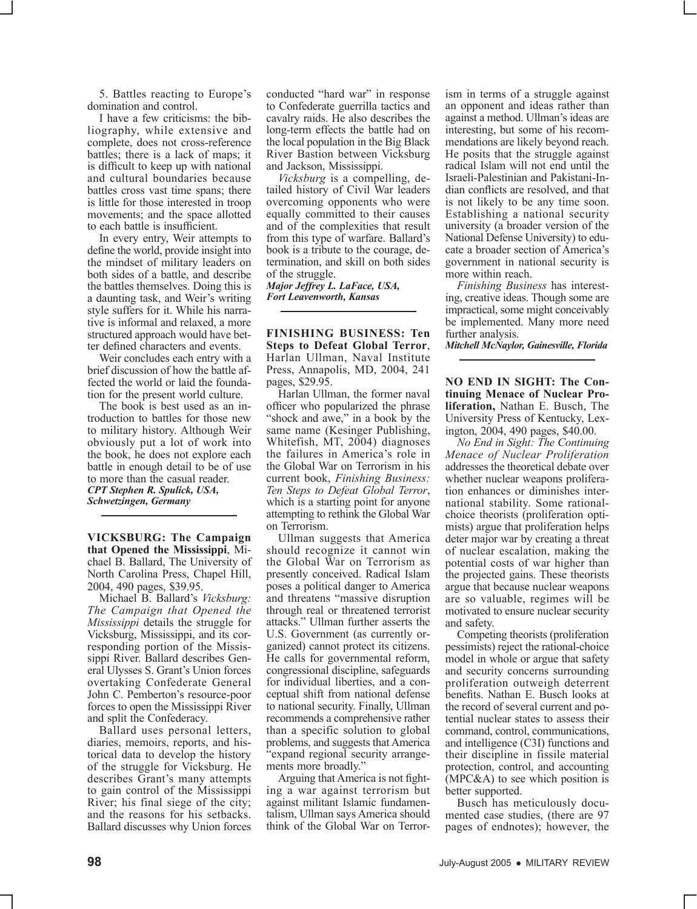5. Battles reacting to Europe's domination and control.

I have a few criticisms: the bibliography, while extensive and complete, does not cross-reference battles; there is a lack of maps; it is difficult to keep up with national and cultural boundaries because battles cross vast time spans; there is little for those interested in troop movements; and the space allotted to each battle is insufficient.

In every entry, Weir attempts to define the world, provide insight into the mindset of military leaders on both sides of a battle, and describe the battles themselves. Doing this is a daunting task, and Weir's writing style suffers for it. While his narrative is informal and relaxed, a more structured approach would have better defined characters and events.

Weir concludes each entry with a brief discussion of how the battle affected the world or laid the foundation for the present world culture.

The book is best used as an introduction to battles for those new to military history. Although Weir obviously put a lot of work into the book, he does not explore each battle in enough detail to be of use to more than the casual reader.

***CPT Stephen R. Spulick, USA, Schwetzingen, Germany***

---

**VICKSBURG: The Campaign that Opened the Mississippi**, Michael B. Ballard, The University of North Carolina Press, Chapel Hill, 2004, 490 pages, $39.95.

Michael B. Ballard's *Vicksburg: The Campaign that Opened the Mississippi* details the struggle for Vicksburg, Mississippi, and its corresponding portion of the Mississippi River. Ballard describes General Ulysses S. Grant's Union forces overtaking Confederate General John C. Pemberton's resource-poor forces to open the Mississippi River and split the Confederacy.

Ballard uses personal letters, diaries, memoirs, reports, and historical data to develop the history of the struggle for Vicksburg. He describes Grant's many attempts to gain control of the Mississippi River; his final siege of the city; and the reasons for his setbacks. Ballard discusses why Union forces conducted "hard war" in response to Confederate guerrilla tactics and cavalry raids. He also describes the long-term effects the battle had on the local population in the Big Black River Bastion between Vicksburg and Jackson, Mississippi.

*Vicksburg* is a compelling, detailed history of Civil War leaders overcoming opponents who were equally committed to their causes and of the complexities that result from this type of warfare. Ballard's book is a tribute to the courage, determination, and skill on both sides of the struggle.

***Major Jeffrey L. LaFace, USA, Fort Leavenworth, Kansas***

---

**FINISHING BUSINESS: Ten Steps to Defeat Global Terror**, Harlan Ullman, Naval Institute Press, Annapolis, MD, 2004, 241 pages, $29.95.

Harlan Ullman, the former naval officer who popularized the phrase "shock and awe," in a book by the same name (Kesinger Publishing, Whitefish, MT, 2004) diagnoses the failures in America's role in the Global War on Terrorism in his current book, *Finishing Business: Ten Steps to Defeat Global Terror*, which is a starting point for anyone attempting to rethink the Global War on Terrorism.

Ullman suggests that America should recognize it cannot win the Global War on Terrorism as presently conceived. Radical Islam poses a political danger to America and threatens "massive disruption through real or threatened terrorist attacks." Ullman further asserts the U.S. Government (as currently organized) cannot protect its citizens. He calls for governmental reform, congressional discipline, safeguards for individual liberties, and a conceptual shift from national defense to national security. Finally, Ullman recommends a comprehensive rather than a specific solution to global problems, and suggests that America "expand regional security arrangements more broadly."

Arguing that America is not fighting a war against terrorism but against militant Islamic fundamentalism, Ullman says America should think of the Global War on Terrorism in terms of a struggle against an opponent and ideas rather than against a method. Ullman's ideas are interesting, but some of his recommendations are likely beyond reach. He posits that the struggle against radical Islam will not end until the Israeli-Palestinian and Pakistani-Indian conflicts are resolved, and that is not likely to be any time soon. Establishing a national security university (a broader version of the National Defense University) to educate a broader section of America's government in national security is more within reach.

*Finishing Business* has interesting, creative ideas. Though some are impractical, some might conceivably be implemented. Many more need further analysis.

***Mitchell McNaylor, Gainesville, Florida***

---

**NO END IN SIGHT: The Continuing Menace of Nuclear Proliferation,** Nathan E. Busch, The University Press of Kentucky, Lexington, 2004, 490 pages, $40.00.

*No End in Sight: The Continuing Menace of Nuclear Proliferation* addresses the theoretical debate over whether nuclear weapons proliferation enhances or diminishes international stability. Some rational-choice theorists (proliferation optimists) argue that proliferation helps deter major war by creating a threat of nuclear escalation, making the potential costs of war higher than the projected gains. These theorists argue that because nuclear weapons are so valuable, regimes will be motivated to ensure nuclear security and safety.

Competing theorists (proliferation pessimists) reject the rational-choice model in whole or argue that safety and security concerns surrounding proliferation outweigh deterrent benefits. Nathan E. Busch looks at the record of several current and potential nuclear states to assess their command, control, communications, and intelligence (C3I) functions and their discipline in fissile material protection, control, and accounting (MPC&A) to see which position is better supported.

Busch has meticulously documented case studies, (there are 97 pages of endnotes); however, the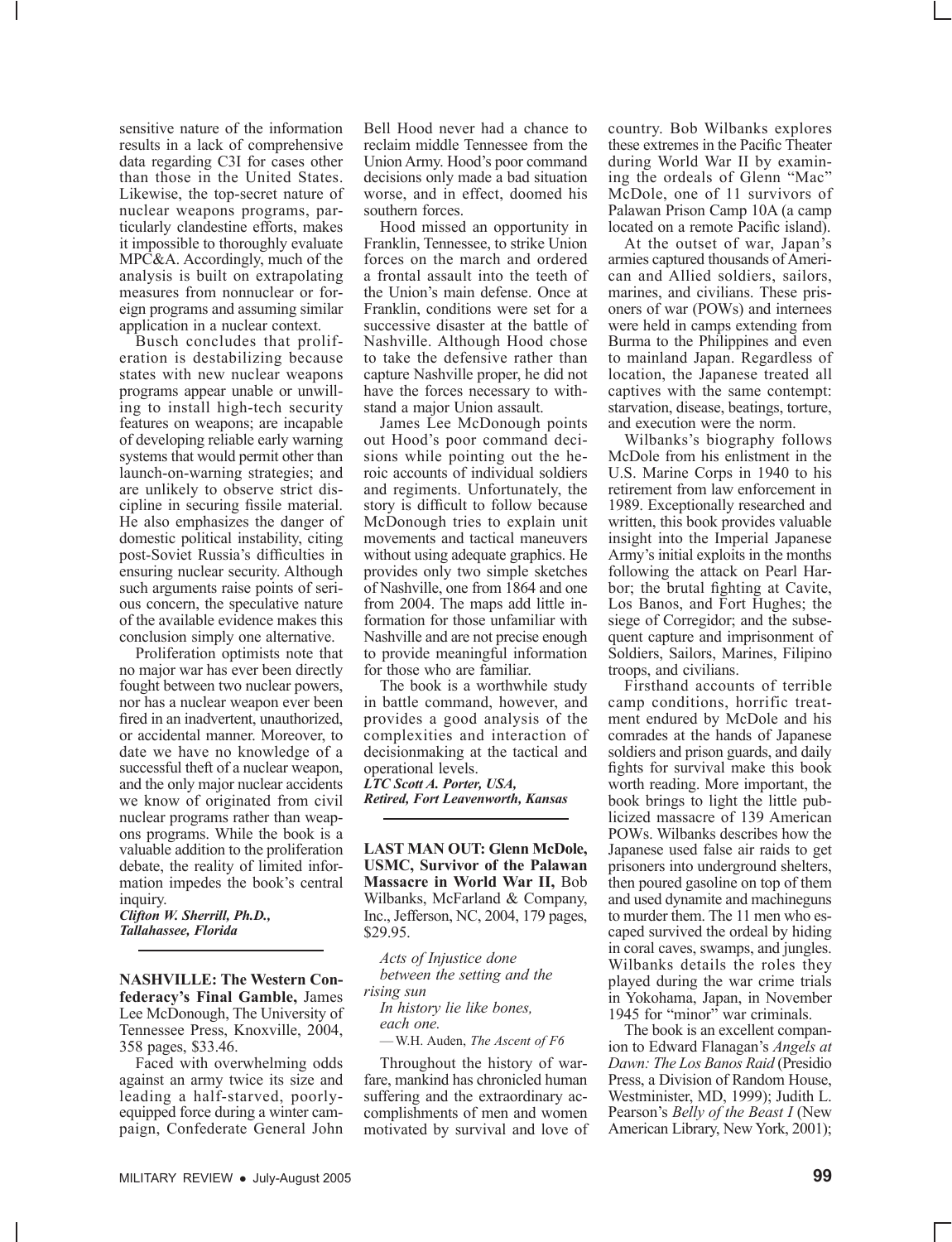sensitive nature of the information results in a lack of comprehensive data regarding C3I for cases other than those in the United States. Likewise, the top-secret nature of nuclear weapons programs, particularly clandestine efforts, makes it impossible to thoroughly evaluate MPC&A. Accordingly, much of the analysis is built on extrapolating measures from nonnuclear or foreign programs and assuming similar application in a nuclear context.

Busch concludes that proliferation is destabilizing because states with new nuclear weapons programs appear unable or unwilling to install high-tech security features on weapons; are incapable of developing reliable early warning systems that would permit other than launch-on-warning strategies; and are unlikely to observe strict discipline in securing fissile material. He also emphasizes the danger of domestic political instability, citing post-Soviet Russia's difficulties in ensuring nuclear security. Although such arguments raise points of serious concern, the speculative nature of the available evidence makes this conclusion simply one alternative.

Proliferation optimists note that no major war has ever been directly fought between two nuclear powers, nor has a nuclear weapon ever been fired in an inadvertent, unauthorized, or accidental manner. Moreover, to date we have no knowledge of a successful theft of a nuclear weapon, and the only major nuclear accidents we know of originated from civil nuclear programs rather than weapons programs. While the book is a valuable addition to the proliferation debate, the reality of limited information impedes the book's central inquiry.

***Clifton W. Sherrill, Ph.D., Tallahassee, Florida***

---

**NASHVILLE: The Western Confederacy's Final Gamble,** James Lee McDonough, The University of Tennessee Press, Knoxville, 2004, 358 pages, $33.46.

Faced with overwhelming odds against an army twice its size and leading a half-starved, poorly-equipped force during a winter campaign, Confederate General John Bell Hood never had a chance to reclaim middle Tennessee from the Union Army. Hood's poor command decisions only made a bad situation worse, and in effect, doomed his southern forces.

Hood missed an opportunity in Franklin, Tennessee, to strike Union forces on the march and ordered a frontal assault into the teeth of the Union's main defense. Once at Franklin, conditions were set for a successive disaster at the battle of Nashville. Although Hood chose to take the defensive rather than capture Nashville proper, he did not have the forces necessary to withstand a major Union assault.

James Lee McDonough points out Hood's poor command decisions while pointing out the heroic accounts of individual soldiers and regiments. Unfortunately, the story is difficult to follow because McDonough tries to explain unit movements and tactical maneuvers without using adequate graphics. He provides only two simple sketches of Nashville, one from 1864 and one from 2004. The maps add little information for those unfamiliar with Nashville and are not precise enough to provide meaningful information for those who are familiar.

The book is a worthwhile study in battle command, however, and provides a good analysis of the complexities and interaction of decisionmaking at the tactical and operational levels.

***LTC Scott A. Porter, USA, Retired, Fort Leavenworth, Kansas***

---

**LAST MAN OUT: Glenn McDole, USMC, Survivor of the Palawan Massacre in World War II,** Bob Wilbanks, McFarland & Company, Inc., Jefferson, NC, 2004, 179 pages, $29.95.

> *Acts of Injustice done*
> *between the setting and the rising sun*
> *In history lie like bones,*
> *each one.*
> —W.H. Auden, *The Ascent of F6*

Throughout the history of warfare, mankind has chronicled human suffering and the extraordinary accomplishments of men and women motivated by survival and love of country. Bob Wilbanks explores these extremes in the Pacific Theater during World War II by examining the ordeals of Glenn "Mac" McDole, one of 11 survivors of Palawan Prison Camp 10A (a camp located on a remote Pacific island).

At the outset of war, Japan's armies captured thousands of American and Allied soldiers, sailors, marines, and civilians. These prisoners of war (POWs) and internees were held in camps extending from Burma to the Philippines and even to mainland Japan. Regardless of location, the Japanese treated all captives with the same contempt: starvation, disease, beatings, torture, and execution were the norm.

Wilbanks's biography follows McDole from his enlistment in the U.S. Marine Corps in 1940 to his retirement from law enforcement in 1989. Exceptionally researched and written, this book provides valuable insight into the Imperial Japanese Army's initial exploits in the months following the attack on Pearl Harbor; the brutal fighting at Cavite, Los Banos, and Fort Hughes; the siege of Corregidor; and the subsequent capture and imprisonment of Soldiers, Sailors, Marines, Filipino troops, and civilians.

Firsthand accounts of terrible camp conditions, horrific treatment endured by McDole and his comrades at the hands of Japanese soldiers and prison guards, and daily fights for survival make this book worth reading. More important, the book brings to light the little publicized massacre of 139 American POWs. Wilbanks describes how the Japanese used false air raids to get prisoners into underground shelters, then poured gasoline on top of them and used dynamite and machineguns to murder them. The 11 men who escaped survived the ordeal by hiding in coral caves, swamps, and jungles. Wilbanks details the roles they played during the war crime trials in Yokohama, Japan, in November 1945 for "minor" war criminals.

The book is an excellent companion to Edward Flanagan's *Angels at Dawn: The Los Banos Raid* (Presidio Press, a Division of Random House, Westminister, MD, 1999); Judith L. Pearson's *Belly of the Beast I* (New American Library, New York, 2001);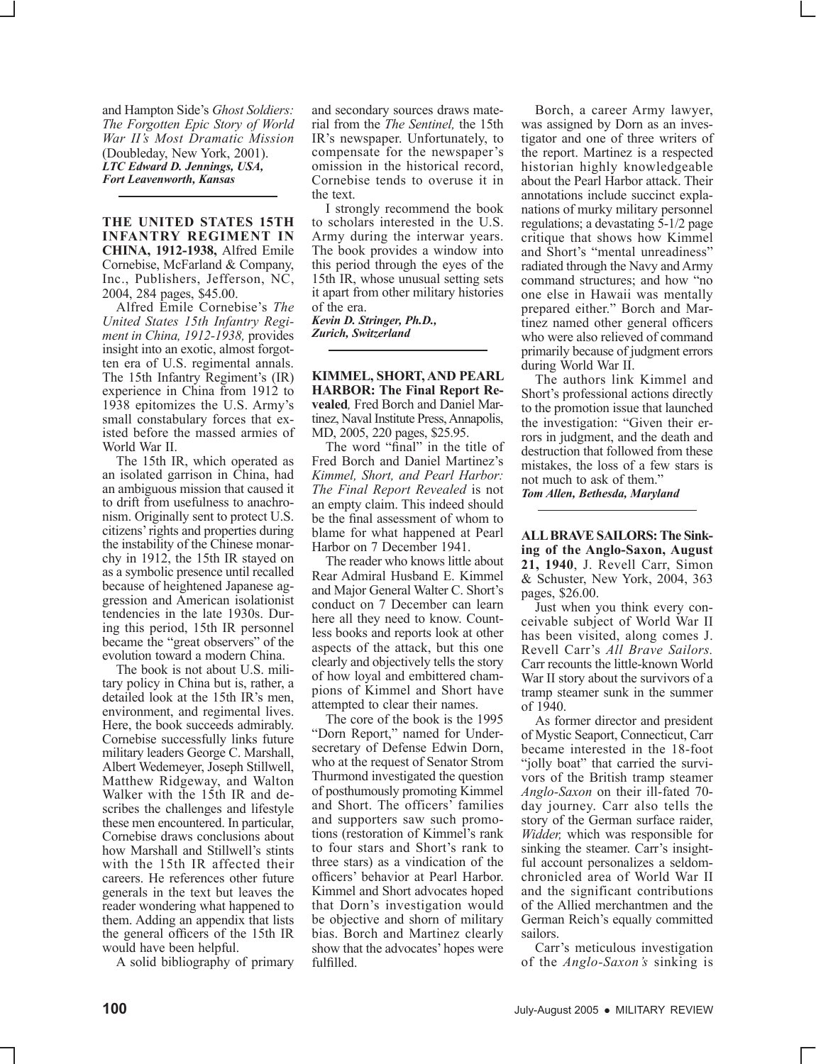and Hampton Side's *Ghost Soldiers: The Forgotten Epic Story of World War II's Most Dramatic Mission* (Doubleday, New York, 2001).

***LTC Edward D. Jennings, USA, Fort Leavenworth, Kansas***

---

**THE UNITED STATES 15TH INFANTRY REGIMENT IN CHINA, 1912-1938,** Alfred Emile Cornebise, McFarland & Company, Inc., Publishers, Jefferson, NC, 2004, 284 pages, $45.00.

Alfred Emile Cornebise's *The United States 15th Infantry Regiment in China, 1912-1938,* provides insight into an exotic, almost forgotten era of U.S. regimental annals. The 15th Infantry Regiment's (IR) experience in China from 1912 to 1938 epitomizes the U.S. Army's small constabulary forces that existed before the massed armies of World War II.

The 15th IR, which operated as an isolated garrison in China, had an ambiguous mission that caused it to drift from usefulness to anachronism. Originally sent to protect U.S. citizens' rights and properties during the instability of the Chinese monarchy in 1912, the 15th IR stayed on as a symbolic presence until recalled because of heightened Japanese aggression and American isolationist tendencies in the late 1930s. During this period, 15th IR personnel became the "great observers" of the evolution toward a modern China.

The book is not about U.S. military policy in China but is, rather, a detailed look at the 15th IR's men, environment, and regimental lives. Here, the book succeeds admirably. Cornebise successfully links future military leaders George C. Marshall, Albert Wedemeyer, Joseph Stillwell, Matthew Ridgeway, and Walton Walker with the 15th IR and describes the challenges and lifestyle these men encountered. In particular, Cornebise draws conclusions about how Marshall and Stillwell's stints with the 15th IR affected their careers. He references other future generals in the text but leaves the reader wondering what happened to them. Adding an appendix that lists the general officers of the 15th IR would have been helpful.

A solid bibliography of primary and secondary sources draws material from the *The Sentinel,* the 15th IR's newspaper. Unfortunately, to compensate for the newspaper's omission in the historical record, Cornebise tends to overuse it in the text.

I strongly recommend the book to scholars interested in the U.S. Army during the interwar years. The book provides a window into this period through the eyes of the 15th IR, whose unusual setting sets it apart from other military histories of the era.

***Kevin D. Stringer, Ph.D., Zurich, Switzerland***

---

**KIMMEL, SHORT, AND PEARL HARBOR: The Final Report Revealed***,* Fred Borch and Daniel Martinez, Naval Institute Press, Annapolis, MD, 2005, 220 pages, $25.95.

The word "final" in the title of Fred Borch and Daniel Martinez's *Kimmel, Short, and Pearl Harbor: The Final Report Revealed* is not an empty claim. This indeed should be the final assessment of whom to blame for what happened at Pearl Harbor on 7 December 1941.

The reader who knows little about Rear Admiral Husband E. Kimmel and Major General Walter C. Short's conduct on 7 December can learn here all they need to know. Countless books and reports look at other aspects of the attack, but this one clearly and objectively tells the story of how loyal and embittered champions of Kimmel and Short have attempted to clear their names.

The core of the book is the 1995 "Dorn Report," named for Undersecretary of Defense Edwin Dorn, who at the request of Senator Strom Thurmond investigated the question of posthumously promoting Kimmel and Short. The officers' families and supporters saw such promotions (restoration of Kimmel's rank to four stars and Short's rank to three stars) as a vindication of the officers' behavior at Pearl Harbor. Kimmel and Short advocates hoped that Dorn's investigation would be objective and shorn of military bias. Borch and Martinez clearly show that the advocates' hopes were fulfilled.

Borch, a career Army lawyer, was assigned by Dorn as an investigator and one of three writers of the report. Martinez is a respected historian highly knowledgeable about the Pearl Harbor attack. Their annotations include succinct explanations of murky military personnel regulations; a devastating 5-1/2 page critique that shows how Kimmel and Short's "mental unreadiness" radiated through the Navy and Army command structures; and how "no one else in Hawaii was mentally prepared either." Borch and Martinez named other general officers who were also relieved of command primarily because of judgment errors during World War II.

The authors link Kimmel and Short's professional actions directly to the promotion issue that launched the investigation: "Given their errors in judgment, and the death and destruction that followed from these mistakes, the loss of a few stars is not much to ask of them."

***Tom Allen, Bethesda, Maryland***

---

**ALL BRAVE SAILORS: The Sinking of the Anglo-Saxon, August 21, 1940**, J. Revell Carr, Simon & Schuster, New York, 2004, 363 pages, $26.00.

Just when you think every conceivable subject of World War II has been visited, along comes J. Revell Carr's *All Brave Sailors.* Carr recounts the little-known World War II story about the survivors of a tramp steamer sunk in the summer of 1940.

As former director and president of Mystic Seaport, Connecticut, Carr became interested in the 18-foot "jolly boat" that carried the survivors of the British tramp steamer *Anglo-Saxon* on their ill-fated 70-day journey. Carr also tells the story of the German surface raider, *Widder,* which was responsible for sinking the steamer. Carr's insightful account personalizes a seldom-chronicled area of World War II and the significant contributions of the Allied merchantmen and the German Reich's equally committed sailors.

Carr's meticulous investigation of the *Anglo-Saxon's* sinking is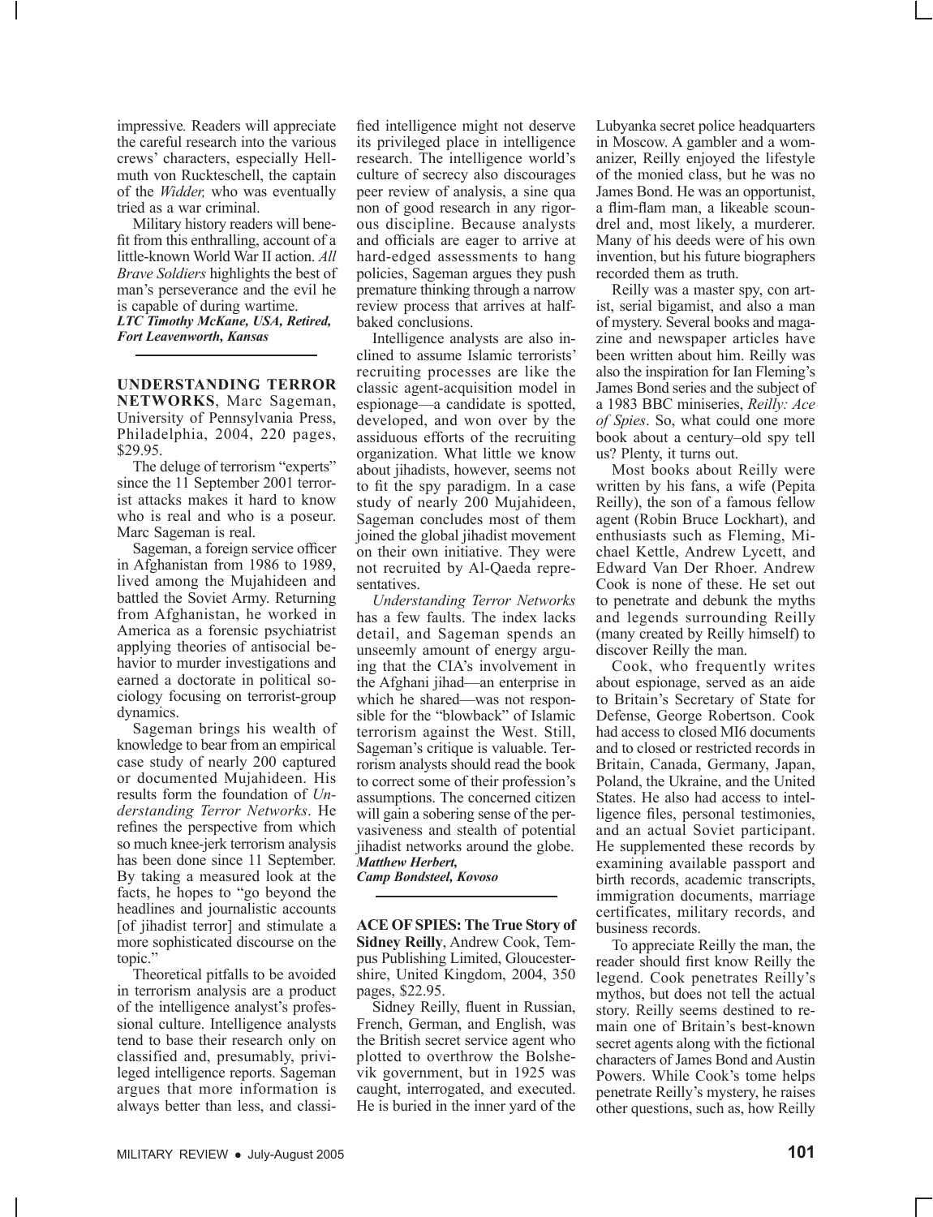impressive. Readers will appreciate the careful research into the various crews' characters, especially Hellmuth von Ruckteschell, the captain of the *Widder,* who was eventually tried as a war criminal.

Military history readers will benefit from this enthralling, account of a little-known World War II action. *All Brave Soldiers* highlights the best of man's perseverance and the evil he is capable of during wartime.

***LTC Timothy McKane, USA, Retired, Fort Leavenworth, Kansas***

---

**UNDERSTANDING TERROR NETWORKS**, Marc Sageman, University of Pennsylvania Press, Philadelphia, 2004, 220 pages, $29.95.

The deluge of terrorism "experts" since the 11 September 2001 terrorist attacks makes it hard to know who is real and who is a poseur. Marc Sageman is real.

Sageman, a foreign service officer in Afghanistan from 1986 to 1989, lived among the Mujahideen and battled the Soviet Army. Returning from Afghanistan, he worked in America as a forensic psychiatrist applying theories of antisocial behavior to murder investigations and earned a doctorate in political sociology focusing on terrorist-group dynamics.

Sageman brings his wealth of knowledge to bear from an empirical case study of nearly 200 captured or documented Mujahideen. His results form the foundation of *Understanding Terror Networks*. He refines the perspective from which so much knee-jerk terrorism analysis has been done since 11 September. By taking a measured look at the facts, he hopes to "go beyond the headlines and journalistic accounts [of jihadist terror] and stimulate a more sophisticated discourse on the topic."

Theoretical pitfalls to be avoided in terrorism analysis are a product of the intelligence analyst's professional culture. Intelligence analysts tend to base their research only on classified and, presumably, privileged intelligence reports. Sageman argues that more information is always better than less, and classified intelligence might not deserve its privileged place in intelligence research. The intelligence world's culture of secrecy also discourages peer review of analysis, a sine qua non of good research in any rigorous discipline. Because analysts and officials are eager to arrive at hard-edged assessments to hang policies, Sageman argues they push premature thinking through a narrow review process that arrives at half-baked conclusions.

Intelligence analysts are also inclined to assume Islamic terrorists' recruiting processes are like the classic agent-acquisition model in espionage—a candidate is spotted, developed, and won over by the assiduous efforts of the recruiting organization. What little we know about jihadists, however, seems not to fit the spy paradigm. In a case study of nearly 200 Mujahideen, Sageman concludes most of them joined the global jihadist movement on their own initiative. They were not recruited by Al-Qaeda representatives.

*Understanding Terror Networks* has a few faults. The index lacks detail, and Sageman spends an unseemly amount of energy arguing that the CIA's involvement in the Afghani jihad—an enterprise in which he shared—was not responsible for the "blowback" of Islamic terrorism against the West. Still, Sageman's critique is valuable. Terrorism analysts should read the book to correct some of their profession's assumptions. The concerned citizen will gain a sobering sense of the pervasiveness and stealth of potential jihadist networks around the globe.

***Matthew Herbert, Camp Bondsteel, Kovoso***

---

**ACE OF SPIES: The True Story of Sidney Reilly**, Andrew Cook, Tempus Publishing Limited, Gloucestershire, United Kingdom, 2004, 350 pages, $22.95.

Sidney Reilly, fluent in Russian, French, German, and English, was the British secret service agent who plotted to overthrow the Bolshevik government, but in 1925 was caught, interrogated, and executed. He is buried in the inner yard of the Lubyanka secret police headquarters in Moscow. A gambler and a womanizer, Reilly enjoyed the lifestyle of the monied class, but he was no James Bond. He was an opportunist, a flim-flam man, a likeable scoundrel and, most likely, a murderer. Many of his deeds were of his own invention, but his future biographers recorded them as truth.

Reilly was a master spy, con artist, serial bigamist, and also a man of mystery. Several books and magazine and newspaper articles have been written about him. Reilly was also the inspiration for Ian Fleming's James Bond series and the subject of a 1983 BBC miniseries, *Reilly: Ace of Spies*. So, what could one more book about a century–old spy tell us? Plenty, it turns out.

Most books about Reilly were written by his fans, a wife (Pepita Reilly), the son of a famous fellow agent (Robin Bruce Lockhart), and enthusiasts such as Fleming, Michael Kettle, Andrew Lycett, and Edward Van Der Rhoer. Andrew Cook is none of these. He set out to penetrate and debunk the myths and legends surrounding Reilly (many created by Reilly himself) to discover Reilly the man.

Cook, who frequently writes about espionage, served as an aide to Britain's Secretary of State for Defense, George Robertson. Cook had access to closed MI6 documents and to closed or restricted records in Britain, Canada, Germany, Japan, Poland, the Ukraine, and the United States. He also had access to intelligence files, personal testimonies, and an actual Soviet participant. He supplemented these records by examining available passport and birth records, academic transcripts, immigration documents, marriage certificates, military records, and business records.

To appreciate Reilly the man, the reader should first know Reilly the legend. Cook penetrates Reilly's mythos, but does not tell the actual story. Reilly seems destined to remain one of Britain's best-known secret agents along with the fictional characters of James Bond and Austin Powers. While Cook's tome helps penetrate Reilly's mystery, he raises other questions, such as, how Reilly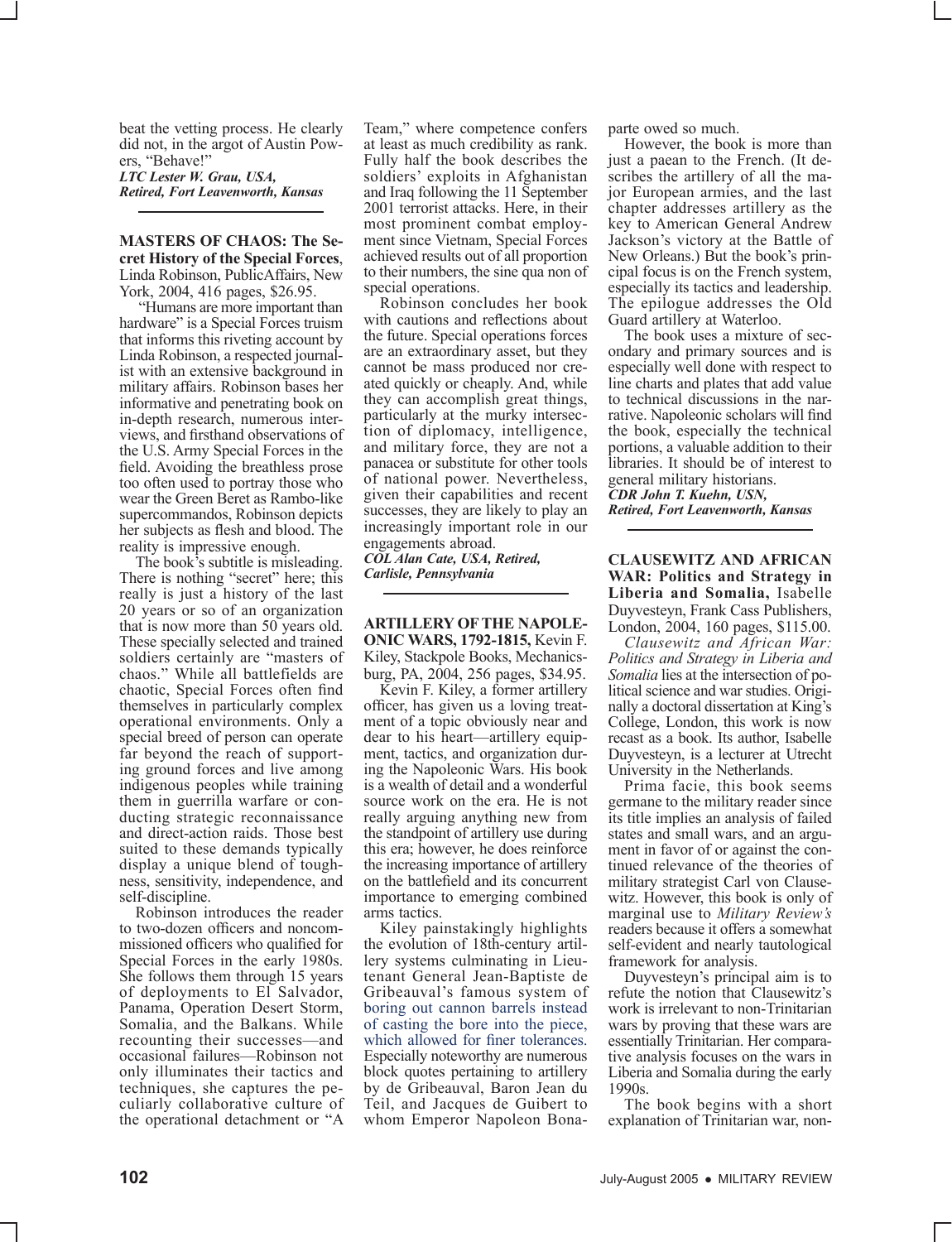beat the vetting process. He clearly did not, in the argot of Austin Powers, "Behave!"

***LTC Lester W. Grau, USA, Retired, Fort Leavenworth, Kansas***

---

**MASTERS OF CHAOS: The Secret History of the Special Forces**, Linda Robinson, PublicAffairs, New York, 2004, 416 pages, $26.95.

"Humans are more important than hardware" is a Special Forces truism that informs this riveting account by Linda Robinson, a respected journalist with an extensive background in military affairs. Robinson bases her informative and penetrating book on in-depth research, numerous interviews, and firsthand observations of the U.S. Army Special Forces in the field. Avoiding the breathless prose too often used to portray those who wear the Green Beret as Rambo-like supercommandos, Robinson depicts her subjects as flesh and blood. The reality is impressive enough.

The book's subtitle is misleading. There is nothing "secret" here; this really is just a history of the last 20 years or so of an organization that is now more than 50 years old. These specially selected and trained soldiers certainly are "masters of chaos." While all battlefields are chaotic, Special Forces often find themselves in particularly complex operational environments. Only a special breed of person can operate far beyond the reach of supporting ground forces and live among indigenous peoples while training them in guerrilla warfare or conducting strategic reconnaissance and direct-action raids. Those best suited to these demands typically display a unique blend of toughness, sensitivity, independence, and self-discipline.

Robinson introduces the reader to two-dozen officers and noncommissioned officers who qualified for Special Forces in the early 1980s. She follows them through 15 years of deployments to El Salvador, Panama, Operation Desert Storm, Somalia, and the Balkans. While recounting their successes—and occasional failures—Robinson not only illuminates their tactics and techniques, she captures the peculiarly collaborative culture of the operational detachment or "A Team," where competence confers at least as much credibility as rank. Fully half the book describes the soldiers' exploits in Afghanistan and Iraq following the 11 September 2001 terrorist attacks. Here, in their most prominent combat employment since Vietnam, Special Forces achieved results out of all proportion to their numbers, the sine qua non of special operations.

Robinson concludes her book with cautions and reflections about the future. Special operations forces are an extraordinary asset, but they cannot be mass produced nor created quickly or cheaply. And, while they can accomplish great things, particularly at the murky intersection of diplomacy, intelligence, and military force, they are not a panacea or substitute for other tools of national power. Nevertheless, given their capabilities and recent successes, they are likely to play an increasingly important role in our engagements abroad.

***COL Alan Cate, USA, Retired, Carlisle, Pennsylvania***

---

**ARTILLERY OF THE NAPOLEONIC WARS, 1792-1815,** Kevin F. Kiley, Stackpole Books, Mechanicsburg, PA, 2004, 256 pages, $34.95.

Kevin F. Kiley, a former artillery officer, has given us a loving treatment of a topic obviously near and dear to his heart—artillery equipment, tactics, and organization during the Napoleonic Wars. His book is a wealth of detail and a wonderful source work on the era. He is not really arguing anything new from the standpoint of artillery use during this era; however, he does reinforce the increasing importance of artillery on the battlefield and its concurrent importance to emerging combined arms tactics.

Kiley painstakingly highlights the evolution of 18th-century artillery systems culminating in Lieutenant General Jean-Baptiste de Gribeauval's famous system of boring out cannon barrels instead of casting the bore into the piece, which allowed for finer tolerances. Especially noteworthy are numerous block quotes pertaining to artillery by de Gribeauval, Baron Jean du Teil, and Jacques de Guibert to whom Emperor Napoleon Bonaparte owed so much.

However, the book is more than just a paean to the French. (It describes the artillery of all the major European armies, and the last chapter addresses artillery as the key to American General Andrew Jackson's victory at the Battle of New Orleans.) But the book's principal focus is on the French system, especially its tactics and leadership. The epilogue addresses the Old Guard artillery at Waterloo.

The book uses a mixture of secondary and primary sources and is especially well done with respect to line charts and plates that add value to technical discussions in the narrative. Napoleonic scholars will find the book, especially the technical portions, a valuable addition to their libraries. It should be of interest to general military historians.

***CDR John T. Kuehn, USN, Retired, Fort Leavenworth, Kansas***

---

**CLAUSEWITZ AND AFRICAN WAR: Politics and Strategy in Liberia and Somalia,** Isabelle Duyvesteyn, Frank Cass Publishers, London, 2004, 160 pages, $115.00.

*Clausewitz and African War: Politics and Strategy in Liberia and Somalia* lies at the intersection of political science and war studies. Originally a doctoral dissertation at King's College, London, this work is now recast as a book. Its author, Isabelle Duyvesteyn, is a lecturer at Utrecht University in the Netherlands.

Prima facie, this book seems germane to the military reader since its title implies an analysis of failed states and small wars, and an argument in favor of or against the continued relevance of the theories of military strategist Carl von Clausewitz. However, this book is only of marginal use to *Military Review's* readers because it offers a somewhat self-evident and nearly tautological framework for analysis.

Duyvesteyn's principal aim is to refute the notion that Clausewitz's work is irrelevant to non-Trinitarian wars by proving that these wars are essentially Trinitarian. Her comparative analysis focuses on the wars in Liberia and Somalia during the early 1990s.

The book begins with a short explanation of Trinitarian war, non-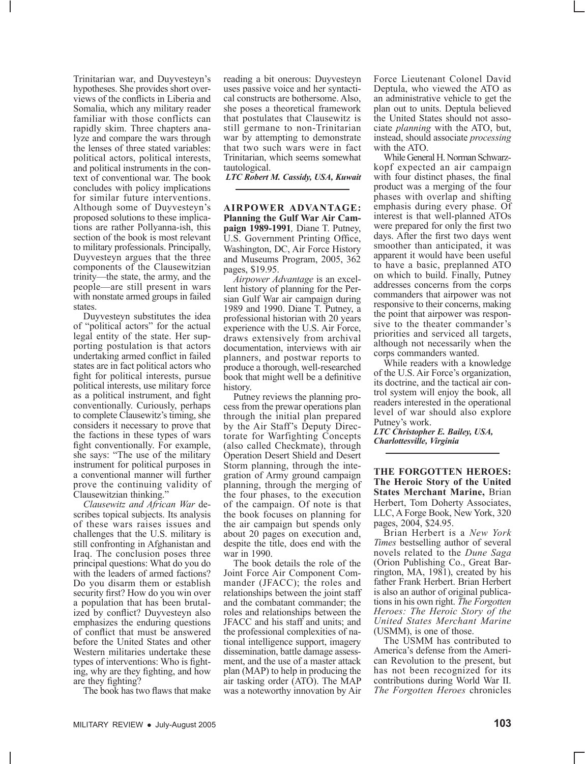Trinitarian war, and Duyvesteyn's hypotheses. She provides short overviews of the conflicts in Liberia and Somalia, which any military reader familiar with those conflicts can rapidly skim. Three chapters analyze and compare the wars through the lenses of three stated variables: political actors, political interests, and political instruments in the context of conventional war. The book concludes with policy implications for similar future interventions. Although some of Duyvesteyn's proposed solutions to these implications are rather Pollyanna-ish, this section of the book is most relevant to military professionals. Principally, Duyvesteyn argues that the three components of the Clausewitzian trinity—the state, the army, and the people—are still present in wars with nonstate armed groups in failed states.

Duyvesteyn substitutes the idea of "political actors" for the actual legal entity of the state. Her supporting postulation is that actors undertaking armed conflict in failed states are in fact political actors who fight for political interests, pursue political interests, use military force as a political instrument, and fight conventionally. Curiously, perhaps to complete Clausewitz's timing, she considers it necessary to prove that the factions in these types of wars fight conventionally. For example, she says: "The use of the military instrument for political purposes in a conventional manner will further prove the continuing validity of Clausewitzian thinking."

*Clausewitz and African War* describes topical subjects. Its analysis of these wars raises issues and challenges that the U.S. military is still confronting in Afghanistan and Iraq. The conclusion poses three principal questions: What do you do with the leaders of armed factions? Do you disarm them or establish security first? How do you win over a population that has been brutalized by conflict? Duyvesteyn also emphasizes the enduring questions of conflict that must be answered before the United States and other Western militaries undertake these types of interventions: Who is fighting, why are they fighting, and how are they fighting?

The book has two flaws that make reading a bit onerous: Duyvesteyn uses passive voice and her syntactical constructs are bothersome. Also, she poses a theoretical framework that postulates that Clausewitz is still germane to non-Trinitarian war by attempting to demonstrate that two such wars were in fact Trinitarian, which seems somewhat tautological.

***LTC Robert M. Cassidy, USA, Kuwait***

---

**AIRPOWER ADVANTAGE: Planning the Gulf War Air Campaign 1989-1991**, Diane T. Putney, U.S. Government Printing Office, Washington, DC, Air Force History and Museums Program, 2005, 362 pages, $19.95.

*Airpower Advantage* is an excellent history of planning for the Persian Gulf War air campaign during 1989 and 1990. Diane T. Putney, a professional historian with 20 years experience with the U.S. Air Force, draws extensively from archival documentation, interviews with air planners, and postwar reports to produce a thorough, well-researched book that might well be a definitive history.

Putney reviews the planning process from the prewar operations plan through the initial plan prepared by the Air Staff's Deputy Directorate for Warfighting Concepts (also called Checkmate), through Operation Desert Shield and Desert Storm planning, through the integration of Army ground campaign planning, through the merging of the four phases, to the execution of the campaign. Of note is that the book focuses on planning for the air campaign but spends only about 20 pages on execution and, despite the title, does end with the war in 1990.

The book details the role of the Joint Force Air Component Commander (JFACC); the roles and relationships between the joint staff and the combatant commander; the roles and relationships between the JFACC and his staff and units; and the professional complexities of national intelligence support, imagery dissemination, battle damage assessment, and the use of a master attack plan (MAP) to help in producing the air tasking order (ATO). The MAP was a noteworthy innovation by Air Force Lieutenant Colonel David Deptula, who viewed the ATO as an administrative vehicle to get the plan out to units. Deptula believed the United States should not associate *planning* with the ATO, but, instead, should associate *processing* with the ATO.

While General H. Norman Schwarzkopf expected an air campaign with four distinct phases, the final product was a merging of the four phases with overlap and shifting emphasis during every phase. Of interest is that well-planned ATOs were prepared for only the first two days. After the first two days went smoother than anticipated, it was apparent it would have been useful to have a basic, preplanned ATO on which to build. Finally, Putney addresses concerns from the corps commanders that airpower was not responsive to their concerns, making the point that airpower was responsive to the theater commander's priorities and serviced all targets, although not necessarily when the corps commanders wanted.

While readers with a knowledge of the U.S. Air Force's organization, its doctrine, and the tactical air control system will enjoy the book, all readers interested in the operational level of war should also explore Putney's work.

***LTC Christopher E. Bailey, USA, Charlottesville, Virginia***

---

**THE FORGOTTEN HEROES: The Heroic Story of the United States Merchant Marine,** Brian Herbert, Tom Doherty Associates, LLC, A Forge Book, New York, 320 pages, 2004, $24.95.

Brian Herbert is a *New York Times* bestselling author of several novels related to the *Dune Saga* (Orion Publishing Co., Great Barrington, MA, 1981), created by his father Frank Herbert. Brian Herbert is also an author of original publications in his own right. *The Forgotten Heroes: The Heroic Story of the United States Merchant Marine* (USMM), is one of those.

The USMM has contributed to America's defense from the American Revolution to the present, but has not been recognized for its contributions during World War II. *The Forgotten Heroes* chronicles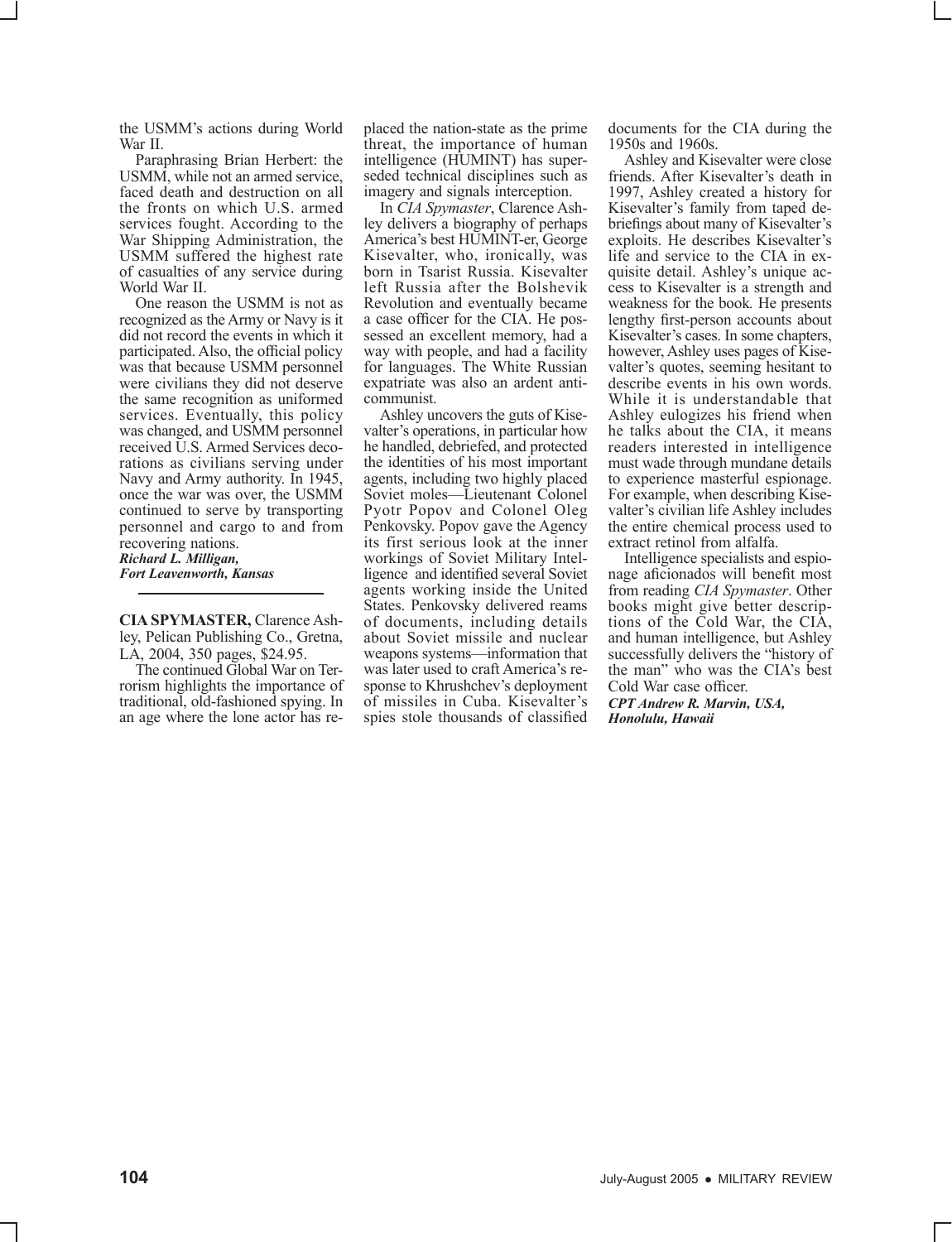the USMM's actions during World War II.

Paraphrasing Brian Herbert: the USMM, while not an armed service, faced death and destruction on all the fronts on which U.S. armed services fought. According to the War Shipping Administration, the USMM suffered the highest rate of casualties of any service during World War II.

One reason the USMM is not as recognized as the Army or Navy is it did not record the events in which it participated. Also, the official policy was that because USMM personnel were civilians they did not deserve the same recognition as uniformed services. Eventually, this policy was changed, and USMM personnel received U.S. Armed Services decorations as civilians serving under Navy and Army authority. In 1945, once the war was over, the USMM continued to serve by transporting personnel and cargo to and from recovering nations.

***Richard L. Milligan,***
***Fort Leavenworth, Kansas***

---

**CIA SPYMASTER,** Clarence Ashley, Pelican Publishing Co., Gretna, LA, 2004, 350 pages, $24.95.

The continued Global War on Terrorism highlights the importance of traditional, old-fashioned spying. In an age where the lone actor has replaced the nation-state as the prime threat, the importance of human intelligence (HUMINT) has superseded technical disciplines such as imagery and signals interception.

In *CIA Spymaster*, Clarence Ashley delivers a biography of perhaps America's best HUMINT-er, George Kisevalter, who, ironically, was born in Tsarist Russia. Kisevalter left Russia after the Bolshevik Revolution and eventually became a case officer for the CIA. He possessed an excellent memory, had a way with people, and had a facility for languages. The White Russian expatriate was also an ardent anti-communist.

Ashley uncovers the guts of Kisevalter's operations, in particular how he handled, debriefed, and protected the identities of his most important agents, including two highly placed Soviet moles—Lieutenant Colonel Pyotr Popov and Colonel Oleg Penkovsky. Popov gave the Agency its first serious look at the inner workings of Soviet Military Intelligence and identified several Soviet agents working inside the United States. Penkovsky delivered reams of documents, including details about Soviet missile and nuclear weapons systems—information that was later used to craft America's response to Khrushchev's deployment of missiles in Cuba. Kisevalter's spies stole thousands of classified documents for the CIA during the 1950s and 1960s.

Ashley and Kisevalter were close friends. After Kisevalter's death in 1997, Ashley created a history for Kisevalter's family from taped debriefings about many of Kisevalter's exploits. He describes Kisevalter's life and service to the CIA in exquisite detail. Ashley's unique access to Kisevalter is a strength and weakness for the book. He presents lengthy first-person accounts about Kisevalter's cases. In some chapters, however, Ashley uses pages of Kisevalter's quotes, seeming hesitant to describe events in his own words. While it is understandable that Ashley eulogizes his friend when he talks about the CIA, it means readers interested in intelligence must wade through mundane details to experience masterful espionage. For example, when describing Kisevalter's civilian life Ashley includes the entire chemical process used to extract retinol from alfalfa.

Intelligence specialists and espionage aficionados will benefit most from reading *CIA Spymaster*. Other books might give better descriptions of the Cold War, the CIA, and human intelligence, but Ashley successfully delivers the "history of the man" who was the CIA's best Cold War case officer.

***CPT Andrew R. Marvin, USA,***
***Honolulu, Hawaii***